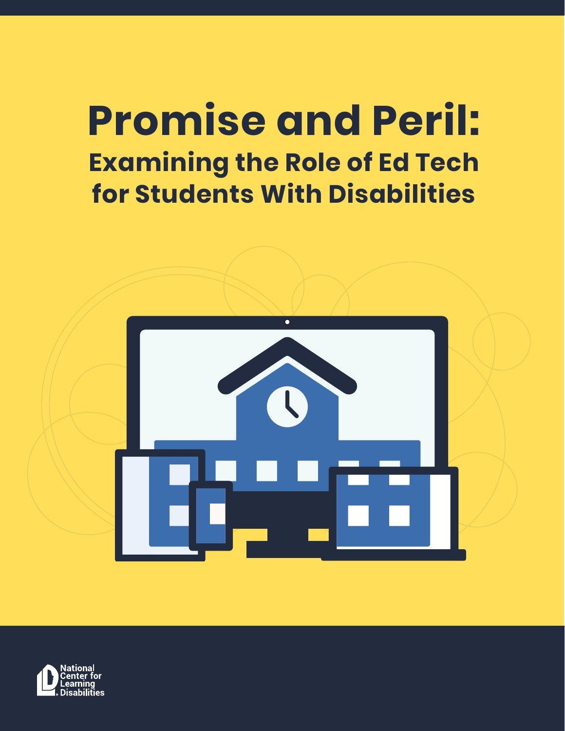# Promise and Peril:

## Examining the Role of Ed Tech for Students With Disabilities

National Center for Learning Disabilities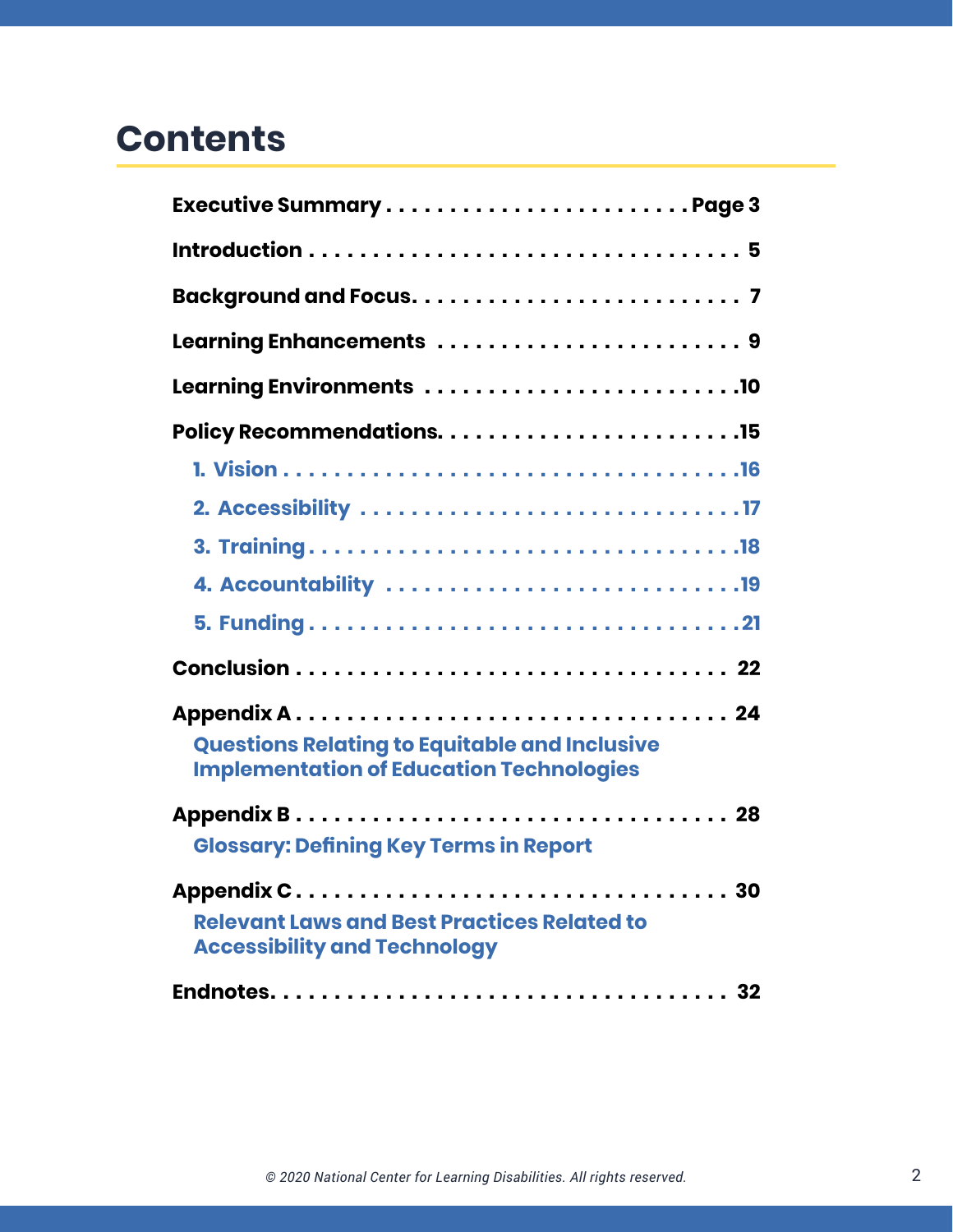# Contents

**Executive Summary** . . . . . . . . . . . . . . . . . . . . . . . . Page 3

**Introduction** . . . . . . . . . . . . . . . . . . . . . . . . . . . . . . . . . 5

**Background and Focus** . . . . . . . . . . . . . . . . . . . . . . . . . 7

**Learning Enhancements** . . . . . . . . . . . . . . . . . . . . . . . . 9

**Learning Environments** . . . . . . . . . . . . . . . . . . . . . . . . 10

**Policy Recommendations** . . . . . . . . . . . . . . . . . . . . . . . 15

- **1. Vision** . . . . . . . . . . . . . . . . . . . . . . . . . . . . . . . . . . . 16
- **2. Accessibility** . . . . . . . . . . . . . . . . . . . . . . . . . . . . . 17
- **3. Training** . . . . . . . . . . . . . . . . . . . . . . . . . . . . . . . . . 18
- **4. Accountability** . . . . . . . . . . . . . . . . . . . . . . . . . . . . 19
- **5. Funding** . . . . . . . . . . . . . . . . . . . . . . . . . . . . . . . . . 21

**Conclusion** . . . . . . . . . . . . . . . . . . . . . . . . . . . . . . . . . 22

**Appendix A** . . . . . . . . . . . . . . . . . . . . . . . . . . . . . . . . . 24
**Questions Relating to Equitable and Inclusive Implementation of Education Technologies**

**Appendix B** . . . . . . . . . . . . . . . . . . . . . . . . . . . . . . . . . 28
**Glossary: Defining Key Terms in Report**

**Appendix C** . . . . . . . . . . . . . . . . . . . . . . . . . . . . . . . . . 30
**Relevant Laws and Best Practices Related to Accessibility and Technology**

**Endnotes** . . . . . . . . . . . . . . . . . . . . . . . . . . . . . . . . . . 32

*© 2020 National Center for Learning Disabilities. All rights reserved.*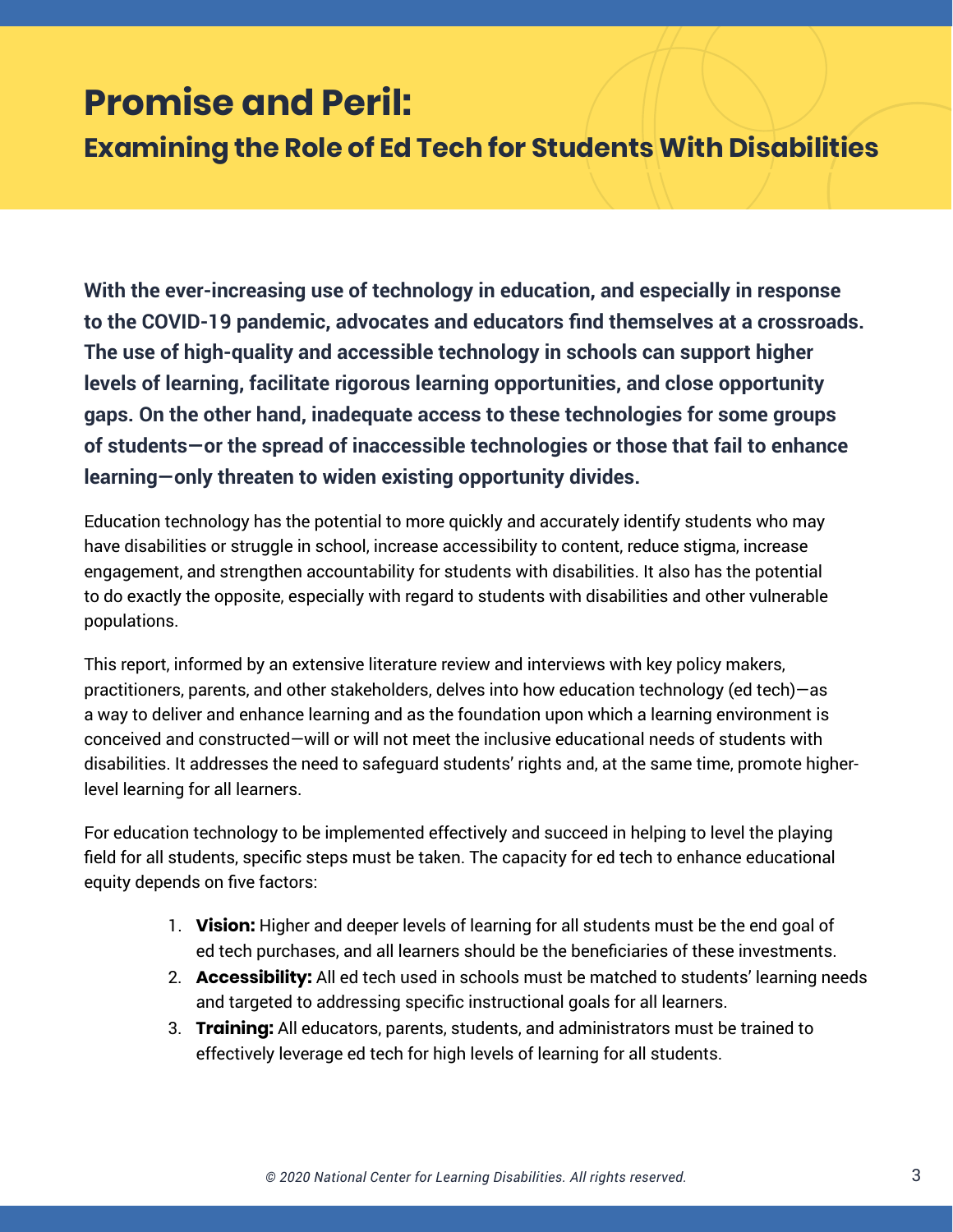# Promise and Peril:

## Examining the Role of Ed Tech for Students With Disabilities

**With the ever-increasing use of technology in education, and especially in response to the COVID-19 pandemic, advocates and educators find themselves at a crossroads. The use of high-quality and accessible technology in schools can support higher levels of learning, facilitate rigorous learning opportunities, and close opportunity gaps. On the other hand, inadequate access to these technologies for some groups of students—or the spread of inaccessible technologies or those that fail to enhance learning—only threaten to widen existing opportunity divides.**

Education technology has the potential to more quickly and accurately identify students who may have disabilities or struggle in school, increase accessibility to content, reduce stigma, increase engagement, and strengthen accountability for students with disabilities. It also has the potential to do exactly the opposite, especially with regard to students with disabilities and other vulnerable populations.

This report, informed by an extensive literature review and interviews with key policy makers, practitioners, parents, and other stakeholders, delves into how education technology (ed tech)—as a way to deliver and enhance learning and as the foundation upon which a learning environment is conceived and constructed—will or will not meet the inclusive educational needs of students with disabilities. It addresses the need to safeguard students' rights and, at the same time, promote higher-level learning for all learners.

For education technology to be implemented effectively and succeed in helping to level the playing field for all students, specific steps must be taken. The capacity for ed tech to enhance educational equity depends on five factors:

1. **Vision:** Higher and deeper levels of learning for all students must be the end goal of ed tech purchases, and all learners should be the beneficiaries of these investments.
2. **Accessibility:** All ed tech used in schools must be matched to students' learning needs and targeted to addressing specific instructional goals for all learners.
3. **Training:** All educators, parents, students, and administrators must be trained to effectively leverage ed tech for high levels of learning for all students.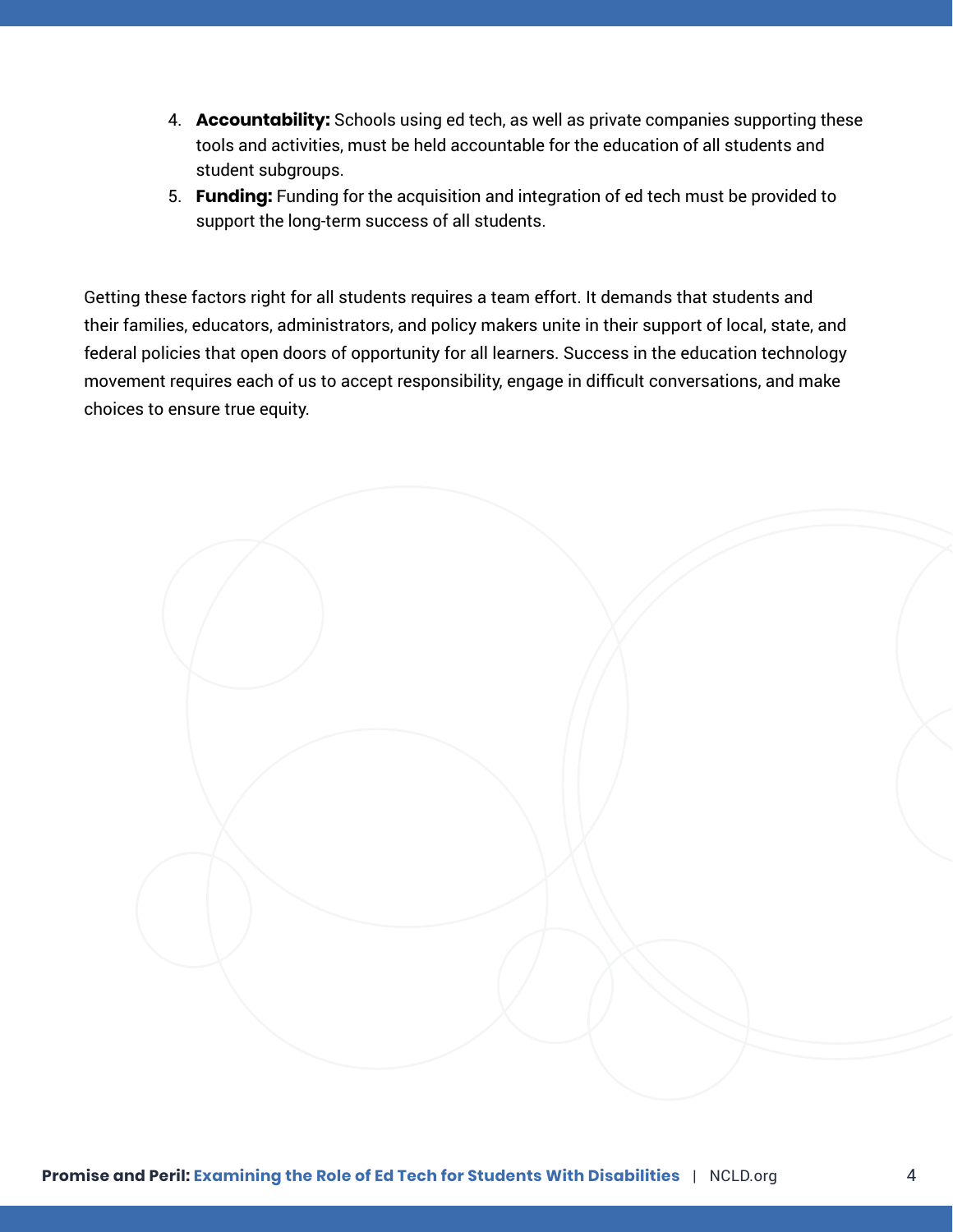4. **Accountability:** Schools using ed tech, as well as private companies supporting these tools and activities, must be held accountable for the education of all students and student subgroups.
5. **Funding:** Funding for the acquisition and integration of ed tech must be provided to support the long-term success of all students.

Getting these factors right for all students requires a team effort. It demands that students and their families, educators, administrators, and policy makers unite in their support of local, state, and federal policies that open doors of opportunity for all learners. Success in the education technology movement requires each of us to accept responsibility, engage in difficult conversations, and make choices to ensure true equity.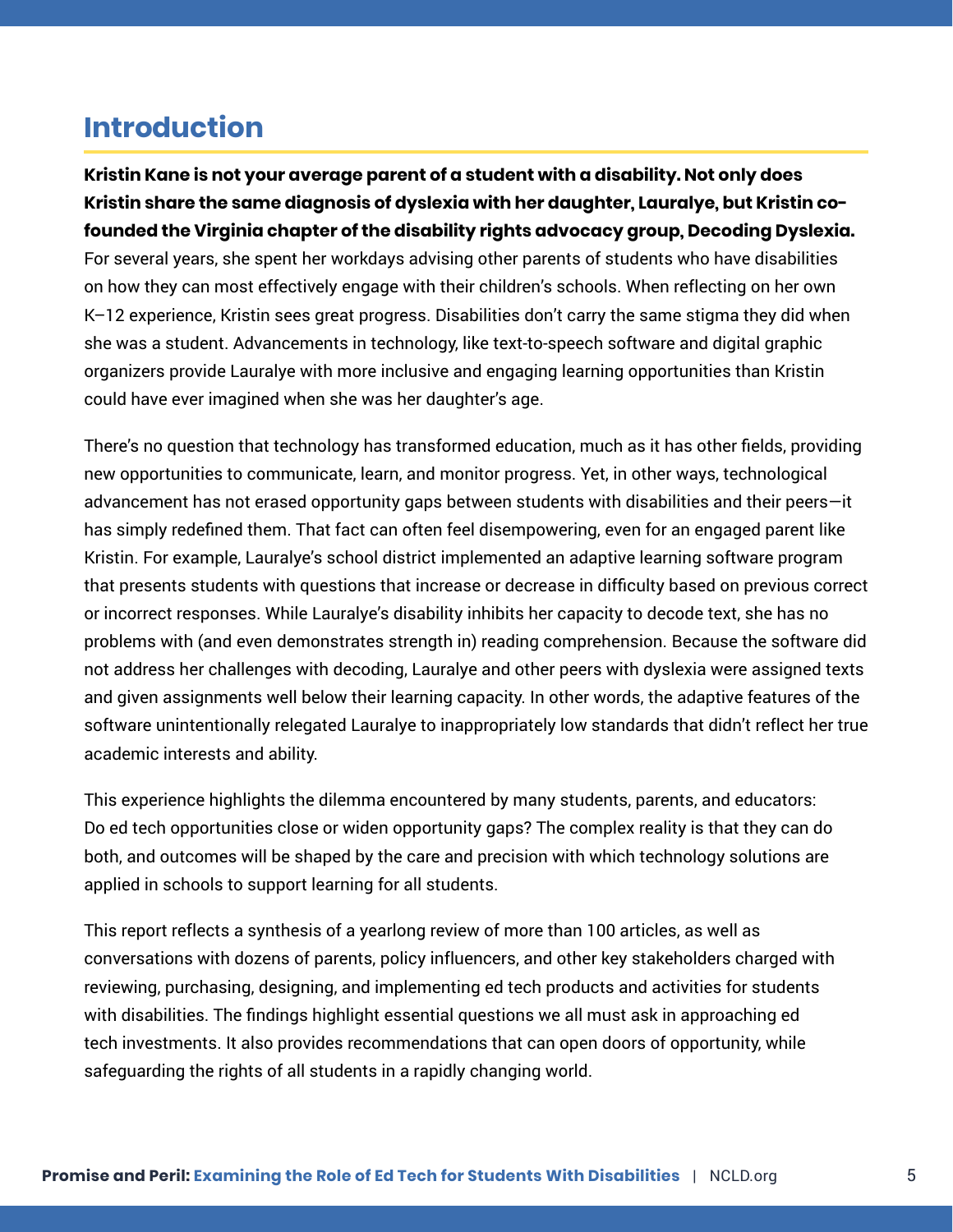## Introduction

**Kristin Kane is not your average parent of a student with a disability. Not only does Kristin share the same diagnosis of dyslexia with her daughter, Lauralye, but Kristin co-founded the Virginia chapter of the disability rights advocacy group, Decoding Dyslexia.** For several years, she spent her workdays advising other parents of students who have disabilities on how they can most effectively engage with their children's schools. When reflecting on her own K–12 experience, Kristin sees great progress. Disabilities don't carry the same stigma they did when she was a student. Advancements in technology, like text-to-speech software and digital graphic organizers provide Lauralye with more inclusive and engaging learning opportunities than Kristin could have ever imagined when she was her daughter's age.

There's no question that technology has transformed education, much as it has other fields, providing new opportunities to communicate, learn, and monitor progress. Yet, in other ways, technological advancement has not erased opportunity gaps between students with disabilities and their peers—it has simply redefined them. That fact can often feel disempowering, even for an engaged parent like Kristin. For example, Lauralye's school district implemented an adaptive learning software program that presents students with questions that increase or decrease in difficulty based on previous correct or incorrect responses. While Lauralye's disability inhibits her capacity to decode text, she has no problems with (and even demonstrates strength in) reading comprehension. Because the software did not address her challenges with decoding, Lauralye and other peers with dyslexia were assigned texts and given assignments well below their learning capacity. In other words, the adaptive features of the software unintentionally relegated Lauralye to inappropriately low standards that didn't reflect her true academic interests and ability.

This experience highlights the dilemma encountered by many students, parents, and educators: Do ed tech opportunities close or widen opportunity gaps? The complex reality is that they can do both, and outcomes will be shaped by the care and precision with which technology solutions are applied in schools to support learning for all students.

This report reflects a synthesis of a yearlong review of more than 100 articles, as well as conversations with dozens of parents, policy influencers, and other key stakeholders charged with reviewing, purchasing, designing, and implementing ed tech products and activities for students with disabilities. The findings highlight essential questions we all must ask in approaching ed tech investments. It also provides recommendations that can open doors of opportunity, while safeguarding the rights of all students in a rapidly changing world.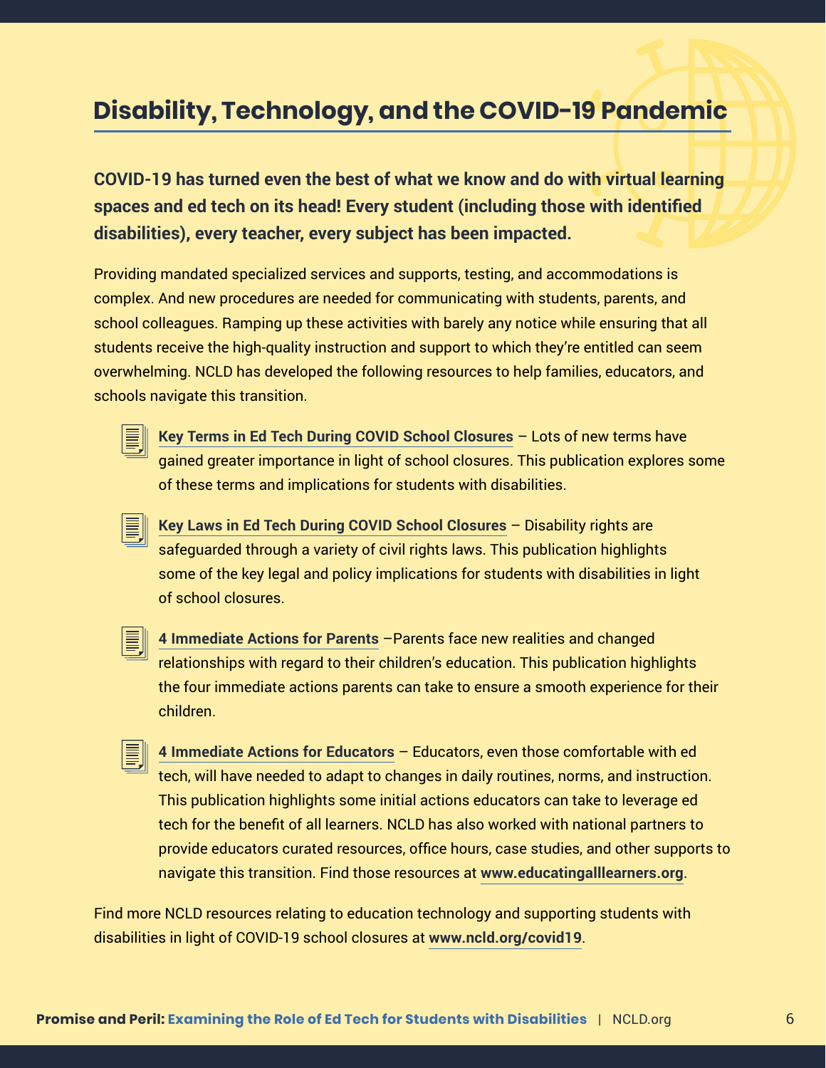## Disability, Technology, and the COVID-19 Pandemic

**COVID-19 has turned even the best of what we know and do with virtual learning spaces and ed tech on its head! Every student (including those with identified disabilities), every teacher, every subject has been impacted.**

Providing mandated specialized services and supports, testing, and accommodations is complex. And new procedures are needed for communicating with students, parents, and school colleagues. Ramping up these activities with barely any notice while ensuring that all students receive the high-quality instruction and support to which they're entitled can seem overwhelming. NCLD has developed the following resources to help families, educators, and schools navigate this transition.

- **Key Terms in Ed Tech During COVID School Closures** – Lots of new terms have gained greater importance in light of school closures. This publication explores some of these terms and implications for students with disabilities.
- **Key Laws in Ed Tech During COVID School Closures** – Disability rights are safeguarded through a variety of civil rights laws. This publication highlights some of the key legal and policy implications for students with disabilities in light of school closures.
- **4 Immediate Actions for Parents** –Parents face new realities and changed relationships with regard to their children's education. This publication highlights the four immediate actions parents can take to ensure a smooth experience for their children.
- **4 Immediate Actions for Educators** – Educators, even those comfortable with ed tech, will have needed to adapt to changes in daily routines, norms, and instruction. This publication highlights some initial actions educators can take to leverage ed tech for the benefit of all learners. NCLD has also worked with national partners to provide educators curated resources, office hours, case studies, and other supports to navigate this transition. Find those resources at **www.educatingalllearners.org**.

Find more NCLD resources relating to education technology and supporting students with disabilities in light of COVID-19 school closures at **www.ncld.org/covid19**.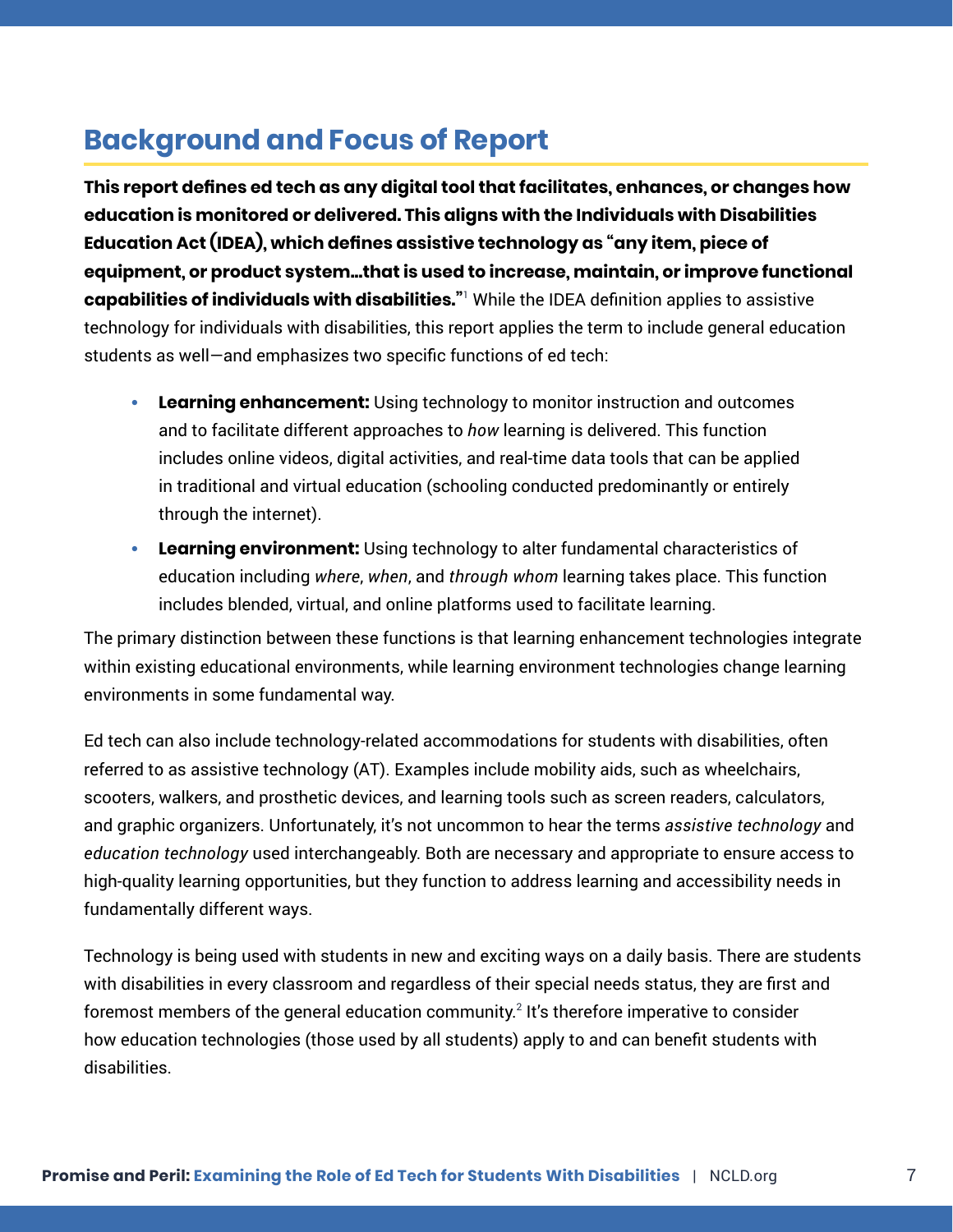## Background and Focus of Report

**This report defines ed tech as any digital tool that facilitates, enhances, or changes how education is monitored or delivered. This aligns with the Individuals with Disabilities Education Act (IDEA), which defines assistive technology as "any item, piece of equipment, or product system…that is used to increase, maintain, or improve functional capabilities of individuals with disabilities."**[1] While the IDEA definition applies to assistive technology for individuals with disabilities, this report applies the term to include general education students as well—and emphasizes two specific functions of ed tech:

- **Learning enhancement:** Using technology to monitor instruction and outcomes and to facilitate different approaches to *how* learning is delivered. This function includes online videos, digital activities, and real-time data tools that can be applied in traditional and virtual education (schooling conducted predominantly or entirely through the internet).
- **Learning environment:** Using technology to alter fundamental characteristics of education including *where*, *when*, and *through whom* learning takes place. This function includes blended, virtual, and online platforms used to facilitate learning.

The primary distinction between these functions is that learning enhancement technologies integrate within existing educational environments, while learning environment technologies change learning environments in some fundamental way.

Ed tech can also include technology-related accommodations for students with disabilities, often referred to as assistive technology (AT). Examples include mobility aids, such as wheelchairs, scooters, walkers, and prosthetic devices, and learning tools such as screen readers, calculators, and graphic organizers. Unfortunately, it's not uncommon to hear the terms *assistive technology* and *education technology* used interchangeably. Both are necessary and appropriate to ensure access to high-quality learning opportunities, but they function to address learning and accessibility needs in fundamentally different ways.

Technology is being used with students in new and exciting ways on a daily basis. There are students with disabilities in every classroom and regardless of their special needs status, they are first and foremost members of the general education community.[2] It's therefore imperative to consider how education technologies (those used by all students) apply to and can benefit students with disabilities.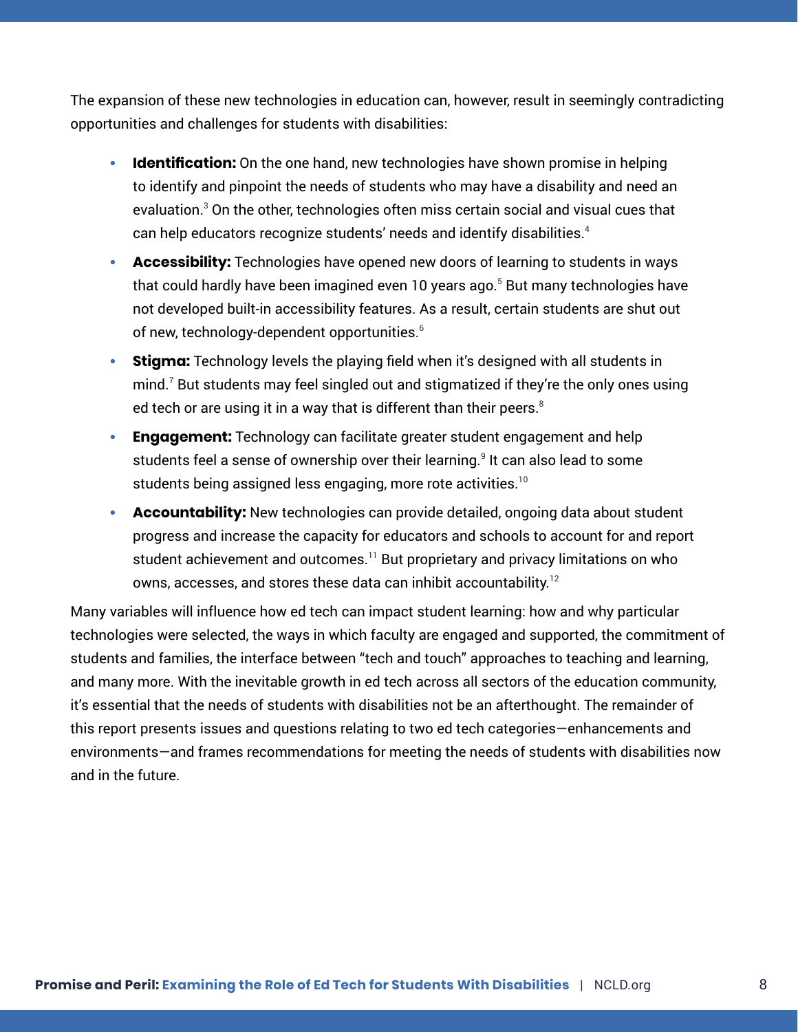The expansion of these new technologies in education can, however, result in seemingly contradicting opportunities and challenges for students with disabilities:

- **Identification:** On the one hand, new technologies have shown promise in helping to identify and pinpoint the needs of students who may have a disability and need an evaluation.[3] On the other, technologies often miss certain social and visual cues that can help educators recognize students' needs and identify disabilities.[4]
- **Accessibility:** Technologies have opened new doors of learning to students in ways that could hardly have been imagined even 10 years ago.[5] But many technologies have not developed built-in accessibility features. As a result, certain students are shut out of new, technology-dependent opportunities.[6]
- **Stigma:** Technology levels the playing field when it's designed with all students in mind.[7] But students may feel singled out and stigmatized if they're the only ones using ed tech or are using it in a way that is different than their peers.[8]
- **Engagement:** Technology can facilitate greater student engagement and help students feel a sense of ownership over their learning.[9] It can also lead to some students being assigned less engaging, more rote activities.[10]
- **Accountability:** New technologies can provide detailed, ongoing data about student progress and increase the capacity for educators and schools to account for and report student achievement and outcomes.[11] But proprietary and privacy limitations on who owns, accesses, and stores these data can inhibit accountability.[12]

Many variables will influence how ed tech can impact student learning: how and why particular technologies were selected, the ways in which faculty are engaged and supported, the commitment of students and families, the interface between "tech and touch" approaches to teaching and learning, and many more. With the inevitable growth in ed tech across all sectors of the education community, it's essential that the needs of students with disabilities not be an afterthought. The remainder of this report presents issues and questions relating to two ed tech categories—enhancements and environments—and frames recommendations for meeting the needs of students with disabilities now and in the future.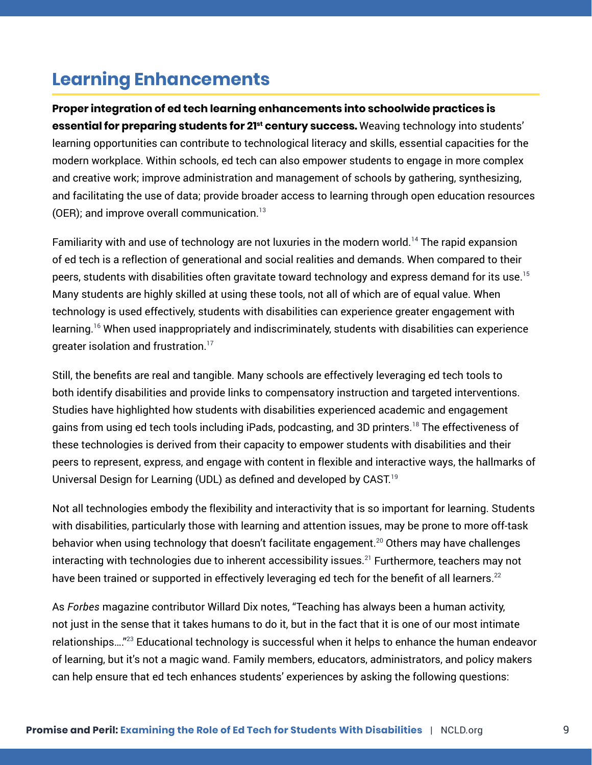## Learning Enhancements

**Proper integration of ed tech learning enhancements into schoolwide practices is essential for preparing students for 21st century success.** Weaving technology into students' learning opportunities can contribute to technological literacy and skills, essential capacities for the modern workplace. Within schools, ed tech can also empower students to engage in more complex and creative work; improve administration and management of schools by gathering, synthesizing, and facilitating the use of data; provide broader access to learning through open education resources (OER); and improve overall communication.[13]

Familiarity with and use of technology are not luxuries in the modern world.[14] The rapid expansion of ed tech is a reflection of generational and social realities and demands. When compared to their peers, students with disabilities often gravitate toward technology and express demand for its use.[15] Many students are highly skilled at using these tools, not all of which are of equal value. When technology is used effectively, students with disabilities can experience greater engagement with learning.[16] When used inappropriately and indiscriminately, students with disabilities can experience greater isolation and frustration.[17]

Still, the benefits are real and tangible. Many schools are effectively leveraging ed tech tools to both identify disabilities and provide links to compensatory instruction and targeted interventions. Studies have highlighted how students with disabilities experienced academic and engagement gains from using ed tech tools including iPads, podcasting, and 3D printers.[18] The effectiveness of these technologies is derived from their capacity to empower students with disabilities and their peers to represent, express, and engage with content in flexible and interactive ways, the hallmarks of Universal Design for Learning (UDL) as defined and developed by CAST.[19]

Not all technologies embody the flexibility and interactivity that is so important for learning. Students with disabilities, particularly those with learning and attention issues, may be prone to more off-task behavior when using technology that doesn't facilitate engagement.[20] Others may have challenges interacting with technologies due to inherent accessibility issues.[21] Furthermore, teachers may not have been trained or supported in effectively leveraging ed tech for the benefit of all learners.[22]

As *Forbes* magazine contributor Willard Dix notes, "Teaching has always been a human activity, not just in the sense that it takes humans to do it, but in the fact that it is one of our most intimate relationships…."[23] Educational technology is successful when it helps to enhance the human endeavor of learning, but it's not a magic wand. Family members, educators, administrators, and policy makers can help ensure that ed tech enhances students' experiences by asking the following questions: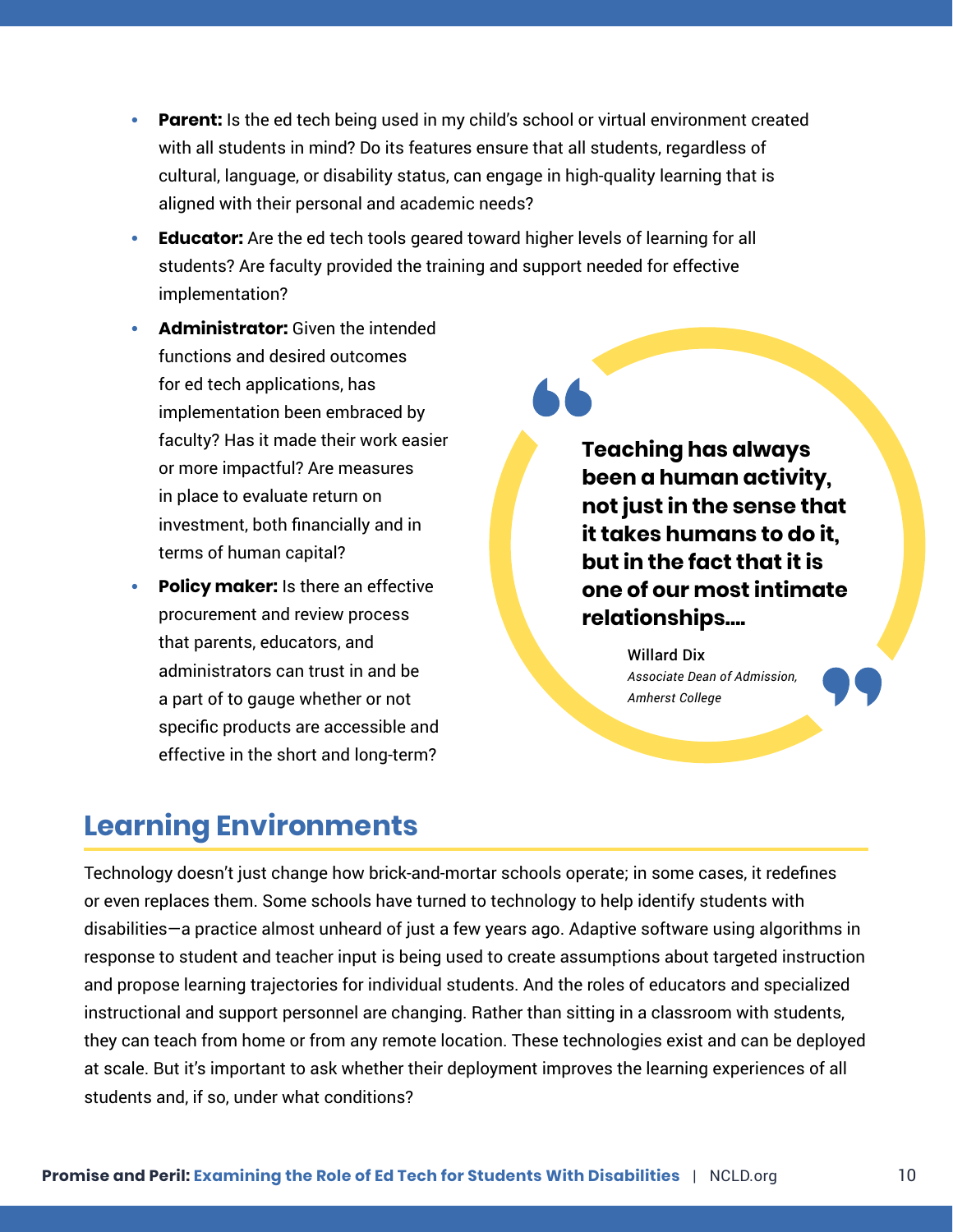- **Parent:** Is the ed tech being used in my child's school or virtual environment created with all students in mind? Do its features ensure that all students, regardless of cultural, language, or disability status, can engage in high-quality learning that is aligned with their personal and academic needs?
- **Educator:** Are the ed tech tools geared toward higher levels of learning for all students? Are faculty provided the training and support needed for effective implementation?
- **Administrator:** Given the intended functions and desired outcomes for ed tech applications, has implementation been embraced by faculty? Has it made their work easier or more impactful? Are measures in place to evaluate return on investment, both financially and in terms of human capital?
- **Policy maker:** Is there an effective procurement and review process that parents, educators, and administrators can trust in and be a part of to gauge whether or not specific products are accessible and effective in the short and long-term?

> **Teaching has always been a human activity, not just in the sense that it takes humans to do it, but in the fact that it is one of our most intimate relationships....**
>
> Willard Dix
> *Associate Dean of Admission, Amherst College*

## Learning Environments

Technology doesn't just change how brick-and-mortar schools operate; in some cases, it redefines or even replaces them. Some schools have turned to technology to help identify students with disabilities—a practice almost unheard of just a few years ago. Adaptive software using algorithms in response to student and teacher input is being used to create assumptions about targeted instruction and propose learning trajectories for individual students. And the roles of educators and specialized instructional and support personnel are changing. Rather than sitting in a classroom with students, they can teach from home or from any remote location. These technologies exist and can be deployed at scale. But it's important to ask whether their deployment improves the learning experiences of all students and, if so, under what conditions?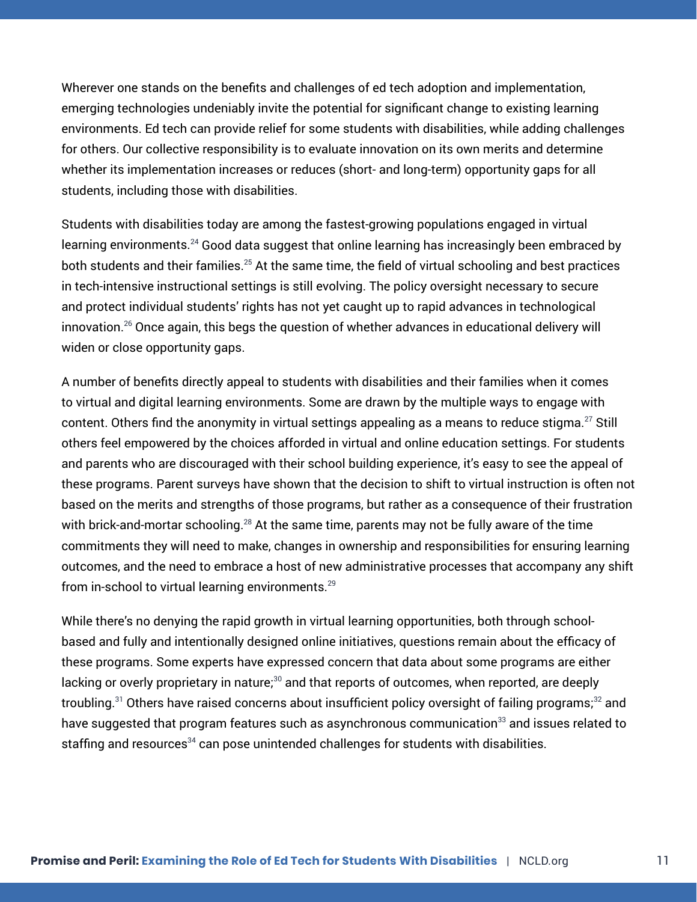Wherever one stands on the benefits and challenges of ed tech adoption and implementation, emerging technologies undeniably invite the potential for significant change to existing learning environments. Ed tech can provide relief for some students with disabilities, while adding challenges for others. Our collective responsibility is to evaluate innovation on its own merits and determine whether its implementation increases or reduces (short- and long-term) opportunity gaps for all students, including those with disabilities.

Students with disabilities today are among the fastest-growing populations engaged in virtual learning environments.[24] Good data suggest that online learning has increasingly been embraced by both students and their families.[25] At the same time, the field of virtual schooling and best practices in tech-intensive instructional settings is still evolving. The policy oversight necessary to secure and protect individual students' rights has not yet caught up to rapid advances in technological innovation.[26] Once again, this begs the question of whether advances in educational delivery will widen or close opportunity gaps.

A number of benefits directly appeal to students with disabilities and their families when it comes to virtual and digital learning environments. Some are drawn by the multiple ways to engage with content. Others find the anonymity in virtual settings appealing as a means to reduce stigma.[27] Still others feel empowered by the choices afforded in virtual and online education settings. For students and parents who are discouraged with their school building experience, it's easy to see the appeal of these programs. Parent surveys have shown that the decision to shift to virtual instruction is often not based on the merits and strengths of those programs, but rather as a consequence of their frustration with brick-and-mortar schooling.[28] At the same time, parents may not be fully aware of the time commitments they will need to make, changes in ownership and responsibilities for ensuring learning outcomes, and the need to embrace a host of new administrative processes that accompany any shift from in-school to virtual learning environments.[29]

While there's no denying the rapid growth in virtual learning opportunities, both through school-based and fully and intentionally designed online initiatives, questions remain about the efficacy of these programs. Some experts have expressed concern that data about some programs are either lacking or overly proprietary in nature;[30] and that reports of outcomes, when reported, are deeply troubling.[31] Others have raised concerns about insufficient policy oversight of failing programs;[32] and have suggested that program features such as asynchronous communication[33] and issues related to staffing and resources[34] can pose unintended challenges for students with disabilities.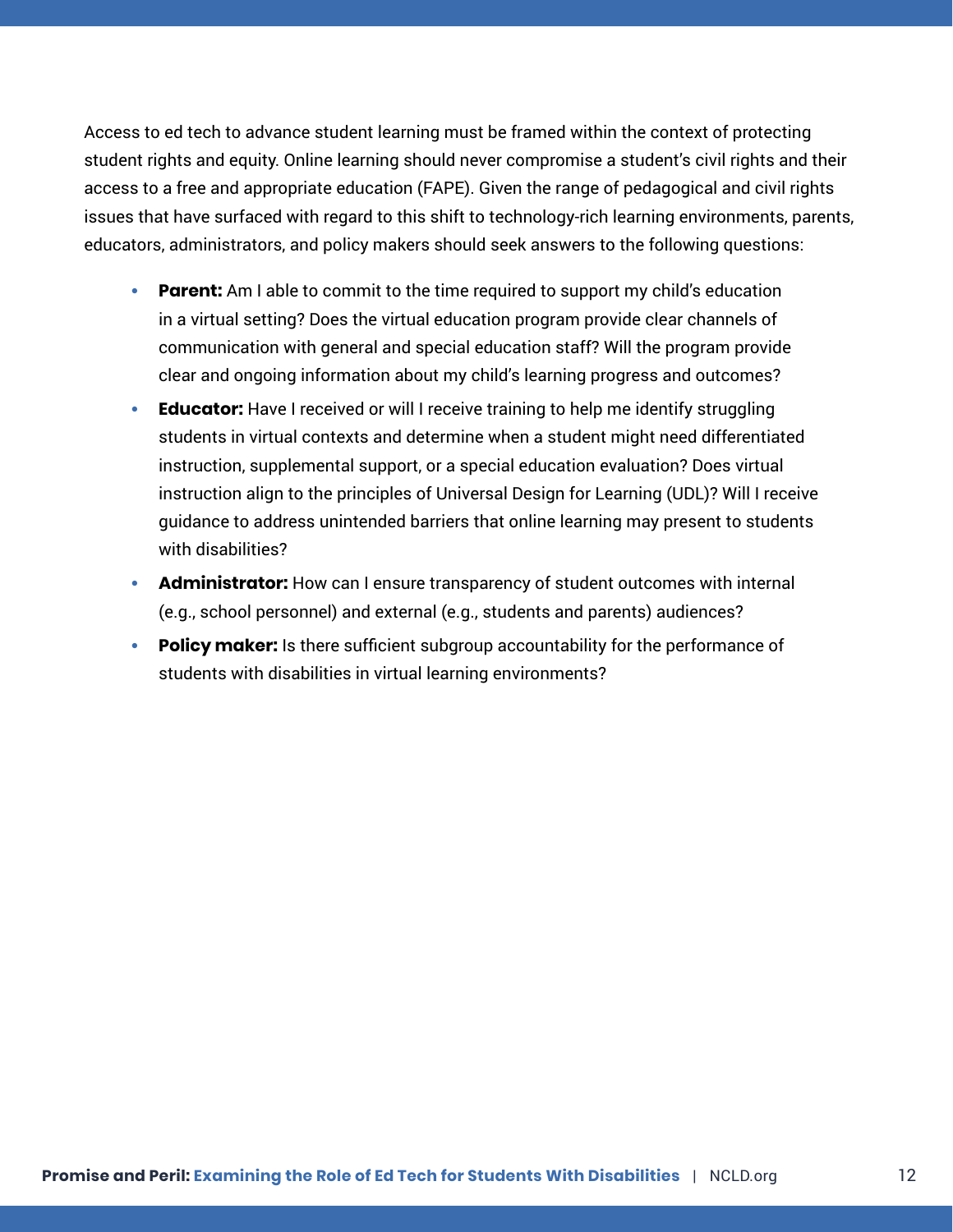Access to ed tech to advance student learning must be framed within the context of protecting student rights and equity. Online learning should never compromise a student's civil rights and their access to a free and appropriate education (FAPE). Given the range of pedagogical and civil rights issues that have surfaced with regard to this shift to technology-rich learning environments, parents, educators, administrators, and policy makers should seek answers to the following questions:

- **Parent:** Am I able to commit to the time required to support my child's education in a virtual setting? Does the virtual education program provide clear channels of communication with general and special education staff? Will the program provide clear and ongoing information about my child's learning progress and outcomes?
- **Educator:** Have I received or will I receive training to help me identify struggling students in virtual contexts and determine when a student might need differentiated instruction, supplemental support, or a special education evaluation? Does virtual instruction align to the principles of Universal Design for Learning (UDL)? Will I receive guidance to address unintended barriers that online learning may present to students with disabilities?
- **Administrator:** How can I ensure transparency of student outcomes with internal (e.g., school personnel) and external (e.g., students and parents) audiences?
- **Policy maker:** Is there sufficient subgroup accountability for the performance of students with disabilities in virtual learning environments?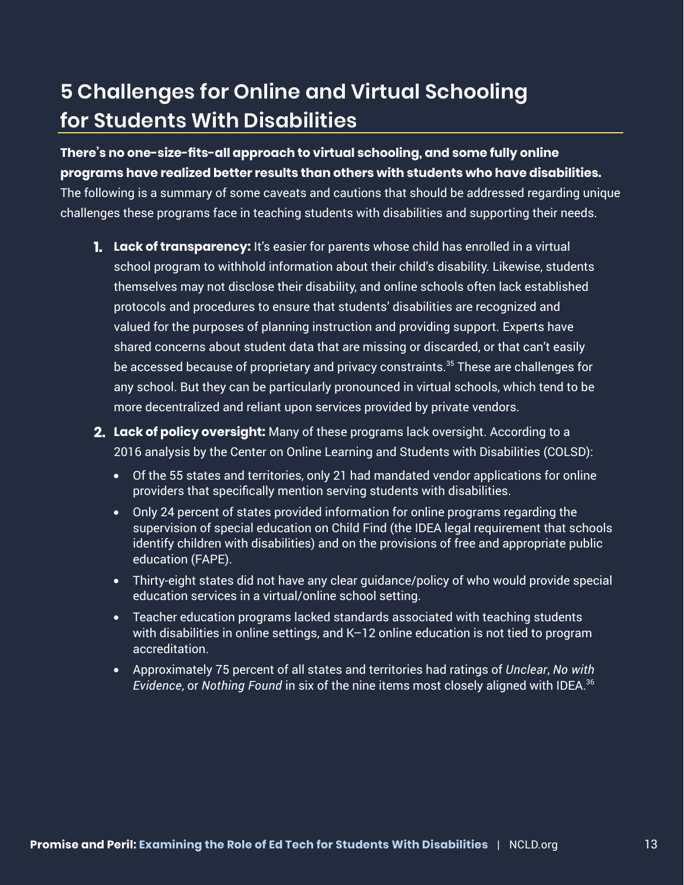## 5 Challenges for Online and Virtual Schooling for Students With Disabilities

**There's no one-size-fits-all approach to virtual schooling, and some fully online programs have realized better results than others with students who have disabilities.** The following is a summary of some caveats and cautions that should be addressed regarding unique challenges these programs face in teaching students with disabilities and supporting their needs.

1. **Lack of transparency:** It's easier for parents whose child has enrolled in a virtual school program to withhold information about their child's disability. Likewise, students themselves may not disclose their disability, and online schools often lack established protocols and procedures to ensure that students' disabilities are recognized and valued for the purposes of planning instruction and providing support. Experts have shared concerns about student data that are missing or discarded, or that can't easily be accessed because of proprietary and privacy constraints.[35] These are challenges for any school. But they can be particularly pronounced in virtual schools, which tend to be more decentralized and reliant upon services provided by private vendors.

2. **Lack of policy oversight:** Many of these programs lack oversight. According to a 2016 analysis by the Center on Online Learning and Students with Disabilities (COLSD):
   - Of the 55 states and territories, only 21 had mandated vendor applications for online providers that specifically mention serving students with disabilities.
   - Only 24 percent of states provided information for online programs regarding the supervision of special education on Child Find (the IDEA legal requirement that schools identify children with disabilities) and on the provisions of free and appropriate public education (FAPE).
   - Thirty-eight states did not have any clear guidance/policy of who would provide special education services in a virtual/online school setting.
   - Teacher education programs lacked standards associated with teaching students with disabilities in online settings, and K–12 online education is not tied to program accreditation.
   - Approximately 75 percent of all states and territories had ratings of *Unclear*, *No with Evidence*, or *Nothing Found* in six of the nine items most closely aligned with IDEA.[36]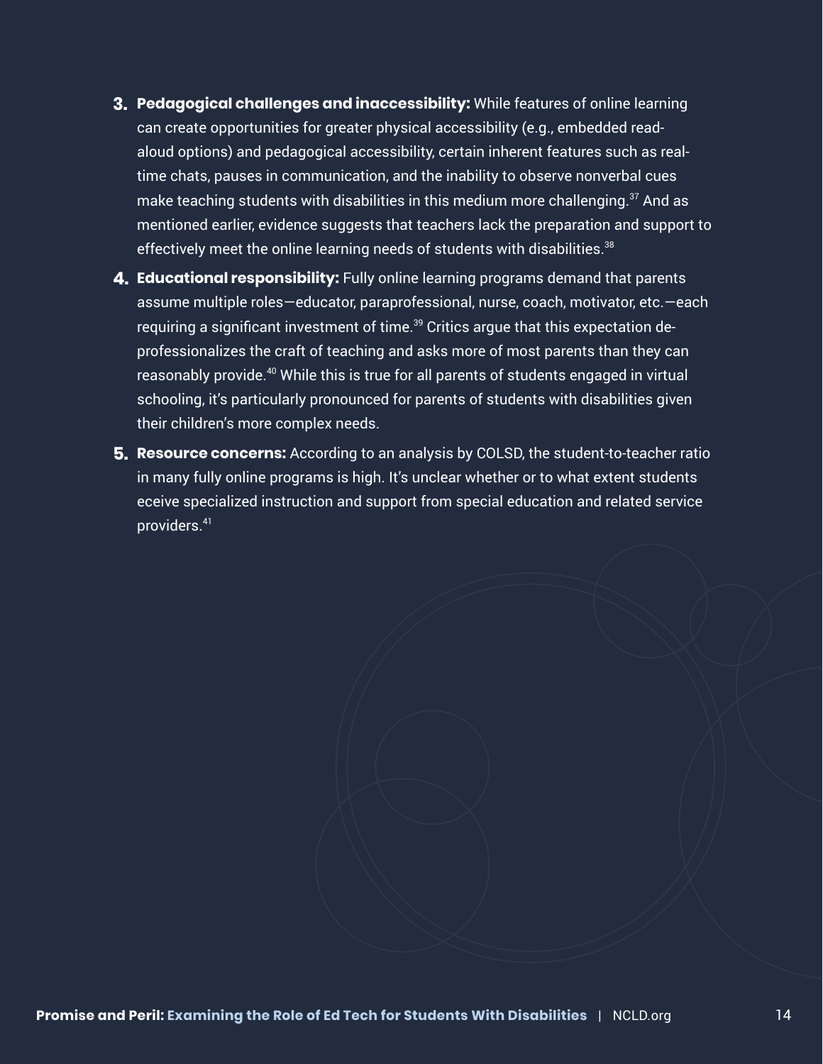3. **Pedagogical challenges and inaccessibility:** While features of online learning can create opportunities for greater physical accessibility (e.g., embedded read-aloud options) and pedagogical accessibility, certain inherent features such as real-time chats, pauses in communication, and the inability to observe nonverbal cues make teaching students with disabilities in this medium more challenging.[37] And as mentioned earlier, evidence suggests that teachers lack the preparation and support to effectively meet the online learning needs of students with disabilities.[38]

4. **Educational responsibility:** Fully online learning programs demand that parents assume multiple roles—educator, paraprofessional, nurse, coach, motivator, etc.—each requiring a significant investment of time.[39] Critics argue that this expectation de-professionalizes the craft of teaching and asks more of most parents than they can reasonably provide.[40] While this is true for all parents of students engaged in virtual schooling, it's particularly pronounced for parents of students with disabilities given their children's more complex needs.

5. **Resource concerns:** According to an analysis by COLSD, the student-to-teacher ratio in many fully online programs is high. It's unclear whether or to what extent students eceive specialized instruction and support from special education and related service providers.[41]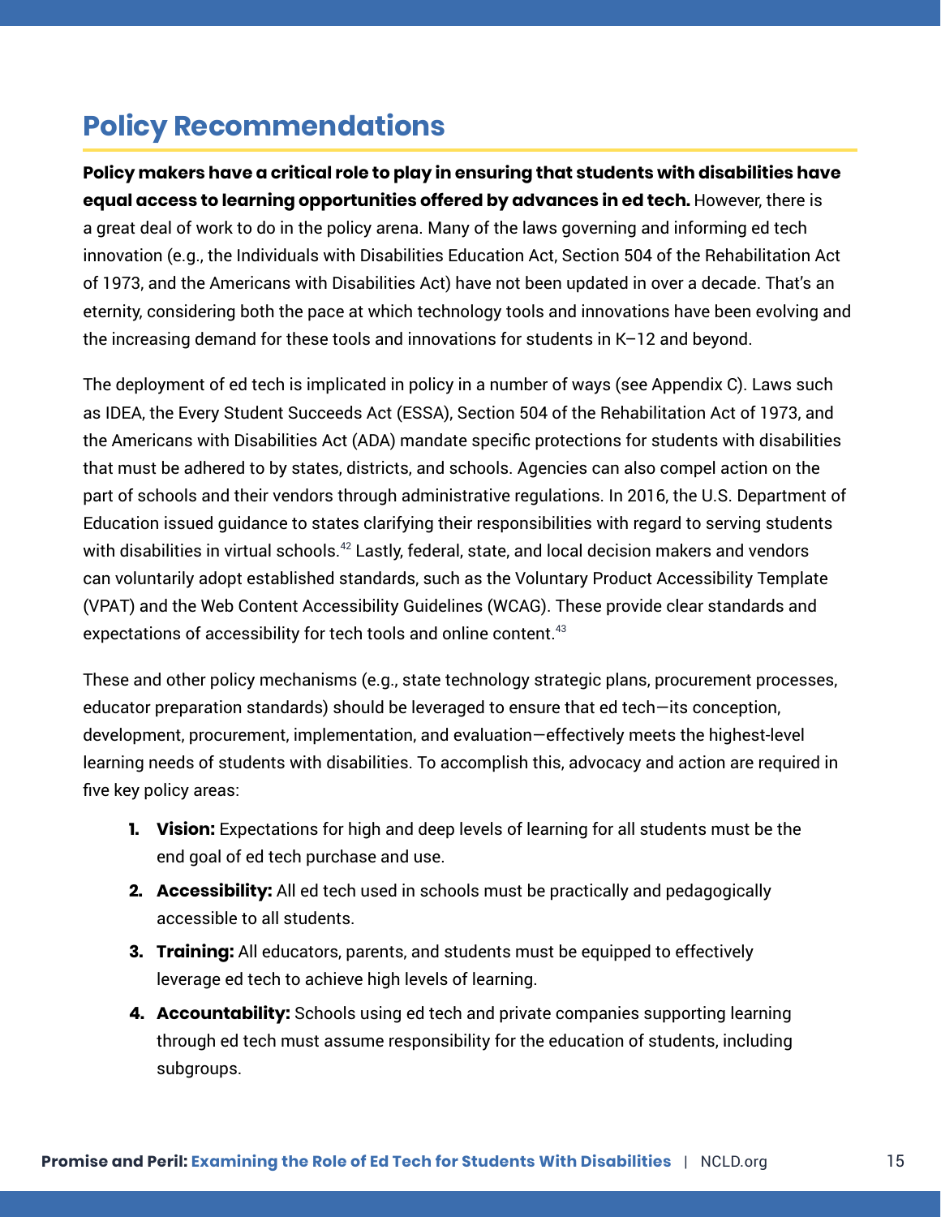## Policy Recommendations

**Policy makers have a critical role to play in ensuring that students with disabilities have equal access to learning opportunities offered by advances in ed tech.** However, there is a great deal of work to do in the policy arena. Many of the laws governing and informing ed tech innovation (e.g., the Individuals with Disabilities Education Act, Section 504 of the Rehabilitation Act of 1973, and the Americans with Disabilities Act) have not been updated in over a decade. That's an eternity, considering both the pace at which technology tools and innovations have been evolving and the increasing demand for these tools and innovations for students in K–12 and beyond.

The deployment of ed tech is implicated in policy in a number of ways (see Appendix C). Laws such as IDEA, the Every Student Succeeds Act (ESSA), Section 504 of the Rehabilitation Act of 1973, and the Americans with Disabilities Act (ADA) mandate specific protections for students with disabilities that must be adhered to by states, districts, and schools. Agencies can also compel action on the part of schools and their vendors through administrative regulations. In 2016, the U.S. Department of Education issued guidance to states clarifying their responsibilities with regard to serving students with disabilities in virtual schools.[42] Lastly, federal, state, and local decision makers and vendors can voluntarily adopt established standards, such as the Voluntary Product Accessibility Template (VPAT) and the Web Content Accessibility Guidelines (WCAG). These provide clear standards and expectations of accessibility for tech tools and online content.[43]

These and other policy mechanisms (e.g., state technology strategic plans, procurement processes, educator preparation standards) should be leveraged to ensure that ed tech—its conception, development, procurement, implementation, and evaluation—effectively meets the highest-level learning needs of students with disabilities. To accomplish this, advocacy and action are required in five key policy areas:

1. **Vision:** Expectations for high and deep levels of learning for all students must be the end goal of ed tech purchase and use.
2. **Accessibility:** All ed tech used in schools must be practically and pedagogically accessible to all students.
3. **Training:** All educators, parents, and students must be equipped to effectively leverage ed tech to achieve high levels of learning.
4. **Accountability:** Schools using ed tech and private companies supporting learning through ed tech must assume responsibility for the education of students, including subgroups.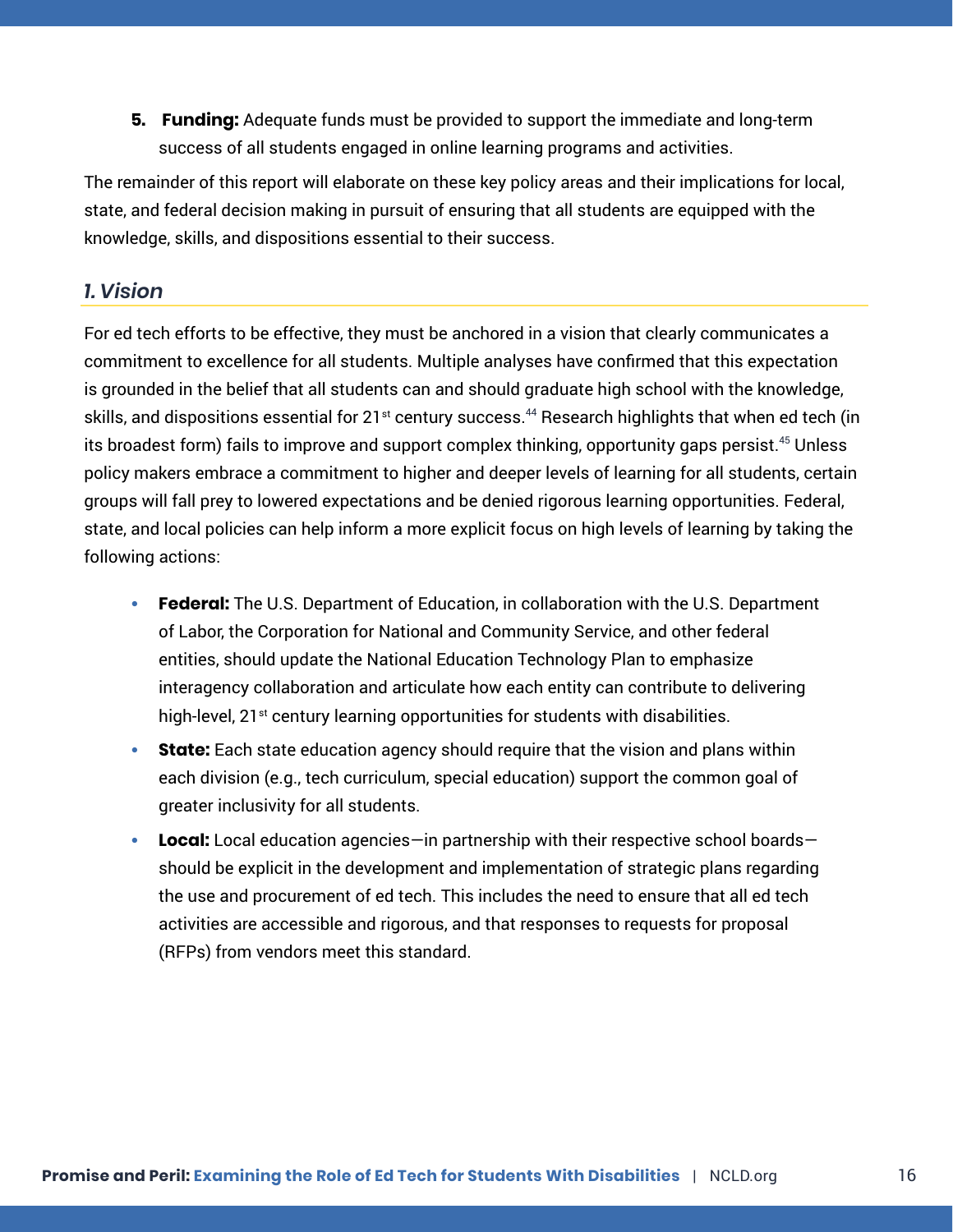5. **Funding:** Adequate funds must be provided to support the immediate and long-term success of all students engaged in online learning programs and activities.

The remainder of this report will elaborate on these key policy areas and their implications for local, state, and federal decision making in pursuit of ensuring that all students are equipped with the knowledge, skills, and dispositions essential to their success.

## *1. Vision*

For ed tech efforts to be effective, they must be anchored in a vision that clearly communicates a commitment to excellence for all students. Multiple analyses have confirmed that this expectation is grounded in the belief that all students can and should graduate high school with the knowledge, skills, and dispositions essential for 21st century success.[44] Research highlights that when ed tech (in its broadest form) fails to improve and support complex thinking, opportunity gaps persist.[45] Unless policy makers embrace a commitment to higher and deeper levels of learning for all students, certain groups will fall prey to lowered expectations and be denied rigorous learning opportunities. Federal, state, and local policies can help inform a more explicit focus on high levels of learning by taking the following actions:

- **Federal:** The U.S. Department of Education, in collaboration with the U.S. Department of Labor, the Corporation for National and Community Service, and other federal entities, should update the National Education Technology Plan to emphasize interagency collaboration and articulate how each entity can contribute to delivering high-level, 21st century learning opportunities for students with disabilities.
- **State:** Each state education agency should require that the vision and plans within each division (e.g., tech curriculum, special education) support the common goal of greater inclusivity for all students.
- **Local:** Local education agencies—in partnership with their respective school boards—should be explicit in the development and implementation of strategic plans regarding the use and procurement of ed tech. This includes the need to ensure that all ed tech activities are accessible and rigorous, and that responses to requests for proposal (RFPs) from vendors meet this standard.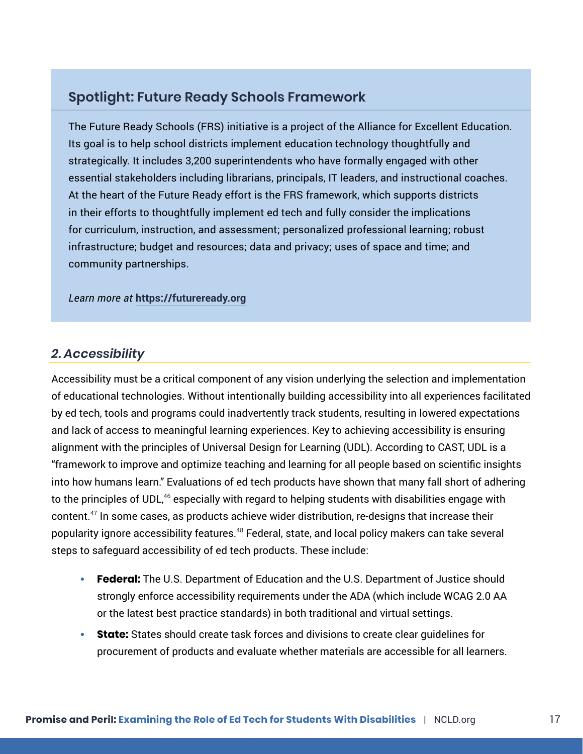### Spotlight: Future Ready Schools Framework

The Future Ready Schools (FRS) initiative is a project of the Alliance for Excellent Education. Its goal is to help school districts implement education technology thoughtfully and strategically. It includes 3,200 superintendents who have formally engaged with other essential stakeholders including librarians, principals, IT leaders, and instructional coaches. At the heart of the Future Ready effort is the FRS framework, which supports districts in their efforts to thoughtfully implement ed tech and fully consider the implications for curriculum, instruction, and assessment; personalized professional learning; robust infrastructure; budget and resources; data and privacy; uses of space and time; and community partnerships.

*Learn more at* **https://futureready.org**

## *2. Accessibility*

Accessibility must be a critical component of any vision underlying the selection and implementation of educational technologies. Without intentionally building accessibility into all experiences facilitated by ed tech, tools and programs could inadvertently track students, resulting in lowered expectations and lack of access to meaningful learning experiences. Key to achieving accessibility is ensuring alignment with the principles of Universal Design for Learning (UDL). According to CAST, UDL is a "framework to improve and optimize teaching and learning for all people based on scientific insights into how humans learn." Evaluations of ed tech products have shown that many fall short of adhering to the principles of UDL,[46] especially with regard to helping students with disabilities engage with content.[47] In some cases, as products achieve wider distribution, re-designs that increase their popularity ignore accessibility features.[48] Federal, state, and local policy makers can take several steps to safeguard accessibility of ed tech products. These include:

- **Federal:** The U.S. Department of Education and the U.S. Department of Justice should strongly enforce accessibility requirements under the ADA (which include WCAG 2.0 AA or the latest best practice standards) in both traditional and virtual settings.
- **State:** States should create task forces and divisions to create clear guidelines for procurement of products and evaluate whether materials are accessible for all learners.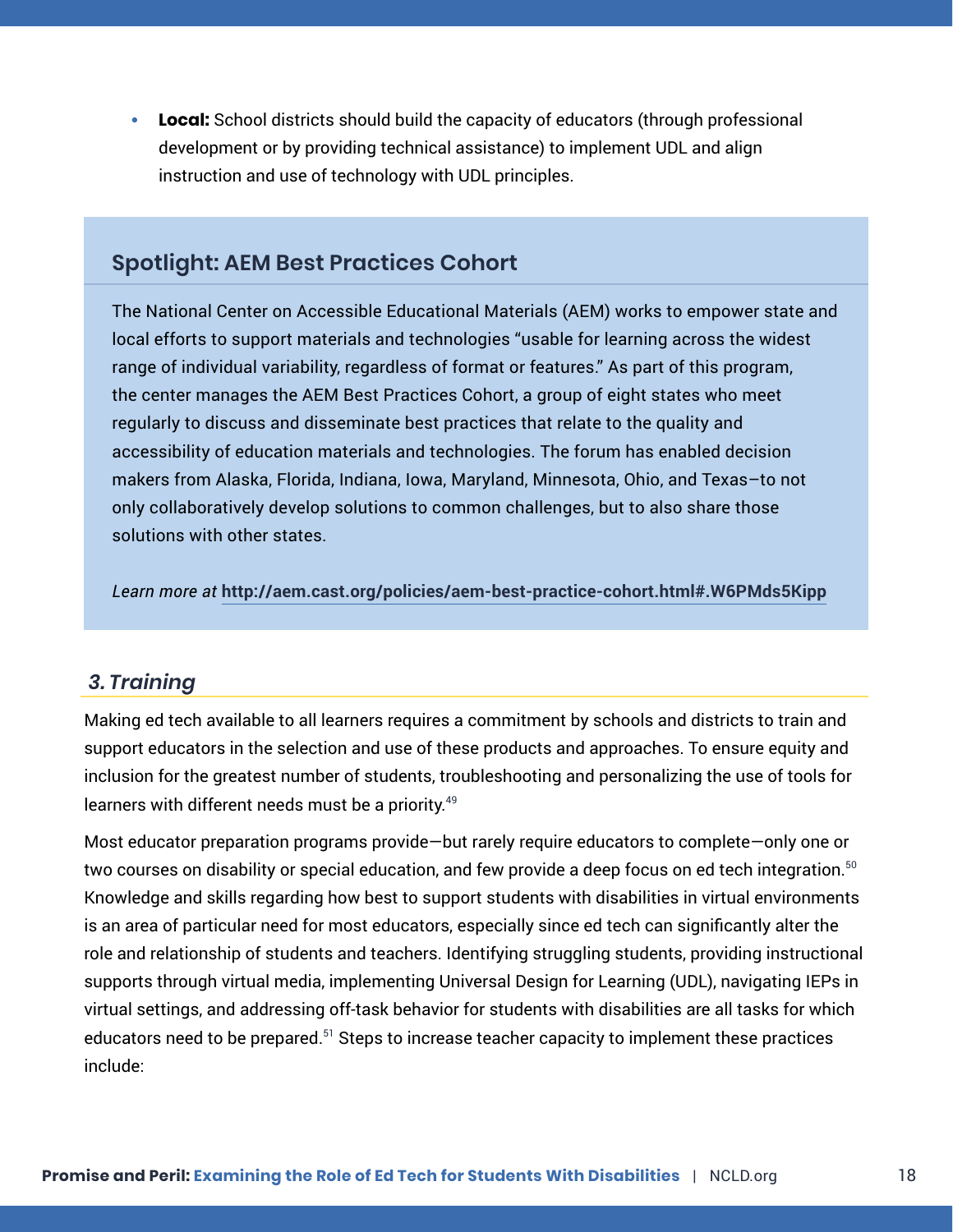- **Local:** School districts should build the capacity of educators (through professional development or by providing technical assistance) to implement UDL and align instruction and use of technology with UDL principles.

### Spotlight: AEM Best Practices Cohort

The National Center on Accessible Educational Materials (AEM) works to empower state and local efforts to support materials and technologies "usable for learning across the widest range of individual variability, regardless of format or features." As part of this program, the center manages the AEM Best Practices Cohort, a group of eight states who meet regularly to discuss and disseminate best practices that relate to the quality and accessibility of education materials and technologies. The forum has enabled decision makers from Alaska, Florida, Indiana, Iowa, Maryland, Minnesota, Ohio, and Texas—to not only collaboratively develop solutions to common challenges, but to also share those solutions with other states.

*Learn more at* **http://aem.cast.org/policies/aem-best-practice-cohort.html#.W6PMds5Kipp**

## *3. Training*

Making ed tech available to all learners requires a commitment by schools and districts to train and support educators in the selection and use of these products and approaches. To ensure equity and inclusion for the greatest number of students, troubleshooting and personalizing the use of tools for learners with different needs must be a priority.[49]

Most educator preparation programs provide—but rarely require educators to complete—only one or two courses on disability or special education, and few provide a deep focus on ed tech integration.[50] Knowledge and skills regarding how best to support students with disabilities in virtual environments is an area of particular need for most educators, especially since ed tech can significantly alter the role and relationship of students and teachers. Identifying struggling students, providing instructional supports through virtual media, implementing Universal Design for Learning (UDL), navigating IEPs in virtual settings, and addressing off-task behavior for students with disabilities are all tasks for which educators need to be prepared.[51] Steps to increase teacher capacity to implement these practices include: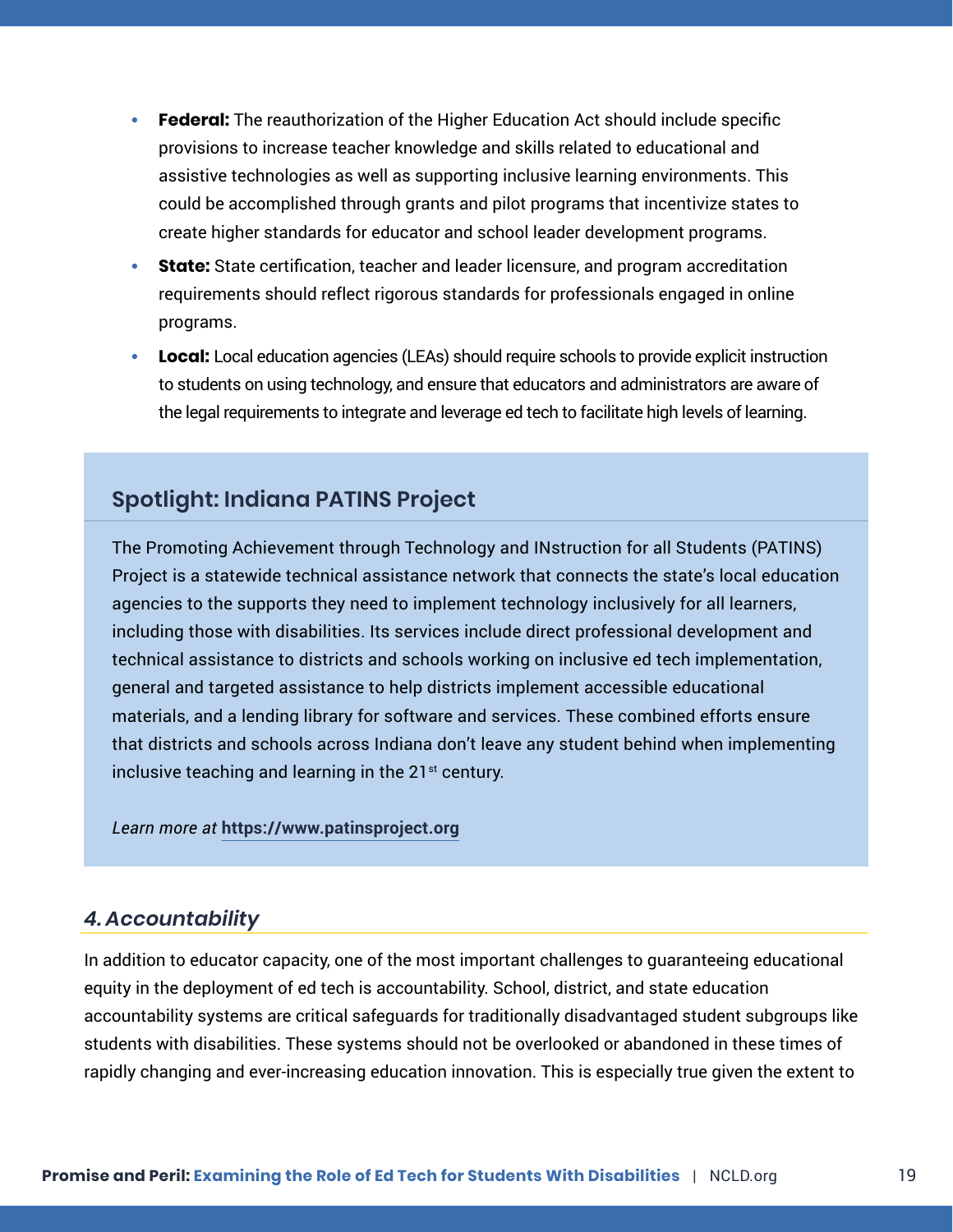- **Federal:** The reauthorization of the Higher Education Act should include specific provisions to increase teacher knowledge and skills related to educational and assistive technologies as well as supporting inclusive learning environments. This could be accomplished through grants and pilot programs that incentivize states to create higher standards for educator and school leader development programs.
- **State:** State certification, teacher and leader licensure, and program accreditation requirements should reflect rigorous standards for professionals engaged in online programs.
- **Local:** Local education agencies (LEAs) should require schools to provide explicit instruction to students on using technology, and ensure that educators and administrators are aware of the legal requirements to integrate and leverage ed tech to facilitate high levels of learning.

### Spotlight: Indiana PATINS Project

The Promoting Achievement through Technology and INstruction for all Students (PATINS) Project is a statewide technical assistance network that connects the state's local education agencies to the supports they need to implement technology inclusively for all learners, including those with disabilities. Its services include direct professional development and technical assistance to districts and schools working on inclusive ed tech implementation, general and targeted assistance to help districts implement accessible educational materials, and a lending library for software and services. These combined efforts ensure that districts and schools across Indiana don't leave any student behind when implementing inclusive teaching and learning in the 21st century.

*Learn more at* **https://www.patinsproject.org**

## *4. Accountability*

In addition to educator capacity, one of the most important challenges to guaranteeing educational equity in the deployment of ed tech is accountability. School, district, and state education accountability systems are critical safeguards for traditionally disadvantaged student subgroups like students with disabilities. These systems should not be overlooked or abandoned in these times of rapidly changing and ever-increasing education innovation. This is especially true given the extent to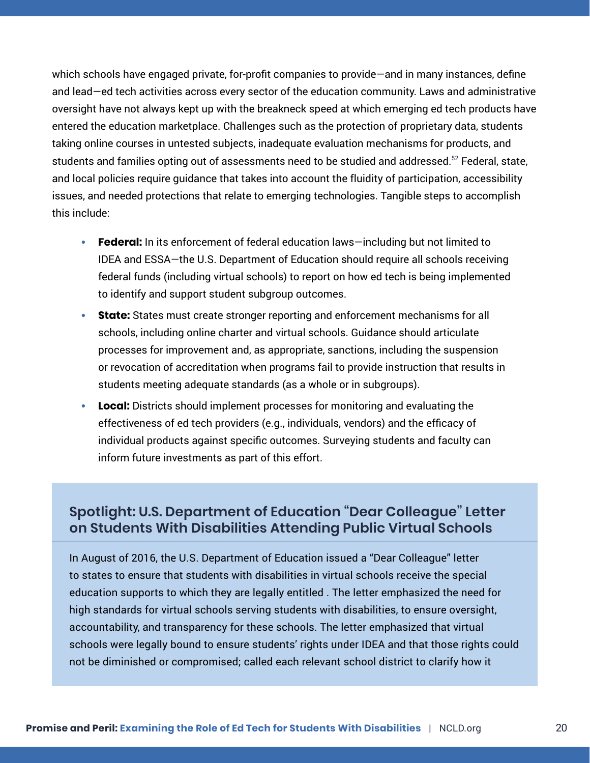which schools have engaged private, for-profit companies to provide—and in many instances, define and lead—ed tech activities across every sector of the education community. Laws and administrative oversight have not always kept up with the breakneck speed at which emerging ed tech products have entered the education marketplace. Challenges such as the protection of proprietary data, students taking online courses in untested subjects, inadequate evaluation mechanisms for products, and students and families opting out of assessments need to be studied and addressed.[52] Federal, state, and local policies require guidance that takes into account the fluidity of participation, accessibility issues, and needed protections that relate to emerging technologies. Tangible steps to accomplish this include:

- **Federal:** In its enforcement of federal education laws—including but not limited to IDEA and ESSA—the U.S. Department of Education should require all schools receiving federal funds (including virtual schools) to report on how ed tech is being implemented to identify and support student subgroup outcomes.
- **State:** States must create stronger reporting and enforcement mechanisms for all schools, including online charter and virtual schools. Guidance should articulate processes for improvement and, as appropriate, sanctions, including the suspension or revocation of accreditation when programs fail to provide instruction that results in students meeting adequate standards (as a whole or in subgroups).
- **Local:** Districts should implement processes for monitoring and evaluating the effectiveness of ed tech providers (e.g., individuals, vendors) and the efficacy of individual products against specific outcomes. Surveying students and faculty can inform future investments as part of this effort.

## Spotlight: U.S. Department of Education "Dear Colleague" Letter on Students With Disabilities Attending Public Virtual Schools

In August of 2016, the U.S. Department of Education issued a "Dear Colleague" letter to states to ensure that students with disabilities in virtual schools receive the special education supports to which they are legally entitled . The letter emphasized the need for high standards for virtual schools serving students with disabilities, to ensure oversight, accountability, and transparency for these schools. The letter emphasized that virtual schools were legally bound to ensure students' rights under IDEA and that those rights could not be diminished or compromised; called each relevant school district to clarify how it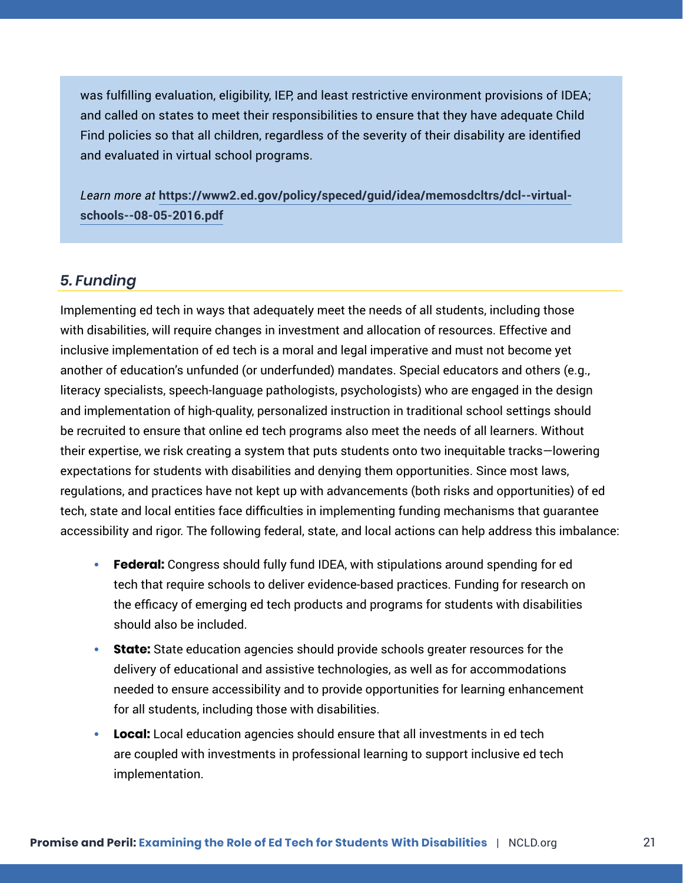was fulfilling evaluation, eligibility, IEP, and least restrictive environment provisions of IDEA; and called on states to meet their responsibilities to ensure that they have adequate Child Find policies so that all children, regardless of the severity of their disability are identified and evaluated in virtual school programs.

*Learn more at* **https://www2.ed.gov/policy/speced/guid/idea/memosdcltrs/dcl--virtual-schools--08-05-2016.pdf**

### *5. Funding*

Implementing ed tech in ways that adequately meet the needs of all students, including those with disabilities, will require changes in investment and allocation of resources. Effective and inclusive implementation of ed tech is a moral and legal imperative and must not become yet another of education's unfunded (or underfunded) mandates. Special educators and others (e.g., literacy specialists, speech-language pathologists, psychologists) who are engaged in the design and implementation of high-quality, personalized instruction in traditional school settings should be recruited to ensure that online ed tech programs also meet the needs of all learners. Without their expertise, we risk creating a system that puts students onto two inequitable tracks—lowering expectations for students with disabilities and denying them opportunities. Since most laws, regulations, and practices have not kept up with advancements (both risks and opportunities) of ed tech, state and local entities face difficulties in implementing funding mechanisms that guarantee accessibility and rigor. The following federal, state, and local actions can help address this imbalance:

- **Federal:** Congress should fully fund IDEA, with stipulations around spending for ed tech that require schools to deliver evidence-based practices. Funding for research on the efficacy of emerging ed tech products and programs for students with disabilities should also be included.
- **State:** State education agencies should provide schools greater resources for the delivery of educational and assistive technologies, as well as for accommodations needed to ensure accessibility and to provide opportunities for learning enhancement for all students, including those with disabilities.
- **Local:** Local education agencies should ensure that all investments in ed tech are coupled with investments in professional learning to support inclusive ed tech implementation.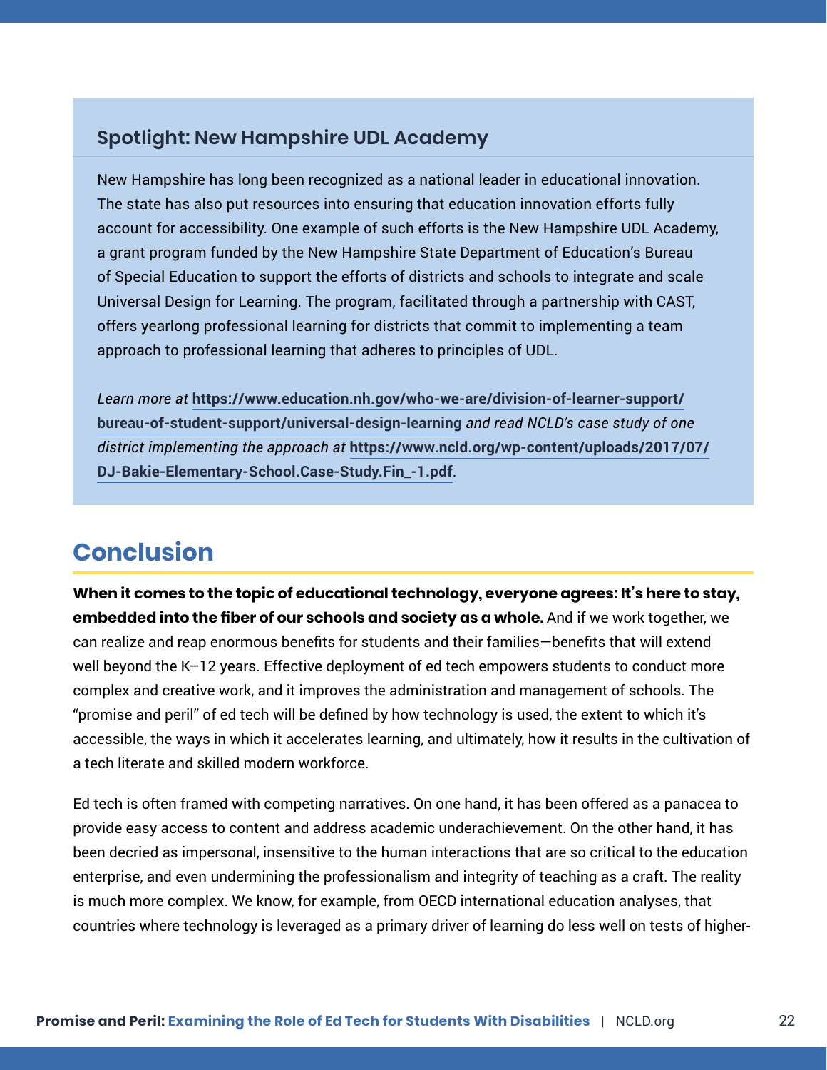### Spotlight: New Hampshire UDL Academy

New Hampshire has long been recognized as a national leader in educational innovation. The state has also put resources into ensuring that education innovation efforts fully account for accessibility. One example of such efforts is the New Hampshire UDL Academy, a grant program funded by the New Hampshire State Department of Education's Bureau of Special Education to support the efforts of districts and schools to integrate and scale Universal Design for Learning. The program, facilitated through a partnership with CAST, offers yearlong professional learning for districts that commit to implementing a team approach to professional learning that adheres to principles of UDL.

*Learn more at* **https://www.education.nh.gov/who-we-are/division-of-learner-support/bureau-of-student-support/universal-design-learning** *and read NCLD's case study of one district implementing the approach at* **https://www.ncld.org/wp-content/uploads/2017/07/DJ-Bakie-Elementary-School.Case-Study.Fin_-1.pdf**.

## Conclusion

**When it comes to the topic of educational technology, everyone agrees: It's here to stay, embedded into the fiber of our schools and society as a whole.** And if we work together, we can realize and reap enormous benefits for students and their families—benefits that will extend well beyond the K–12 years. Effective deployment of ed tech empowers students to conduct more complex and creative work, and it improves the administration and management of schools. The "promise and peril" of ed tech will be defined by how technology is used, the extent to which it's accessible, the ways in which it accelerates learning, and ultimately, how it results in the cultivation of a tech literate and skilled modern workforce.

Ed tech is often framed with competing narratives. On one hand, it has been offered as a panacea to provide easy access to content and address academic underachievement. On the other hand, it has been decried as impersonal, insensitive to the human interactions that are so critical to the education enterprise, and even undermining the professionalism and integrity of teaching as a craft. The reality is much more complex. We know, for example, from OECD international education analyses, that countries where technology is leveraged as a primary driver of learning do less well on tests of higher-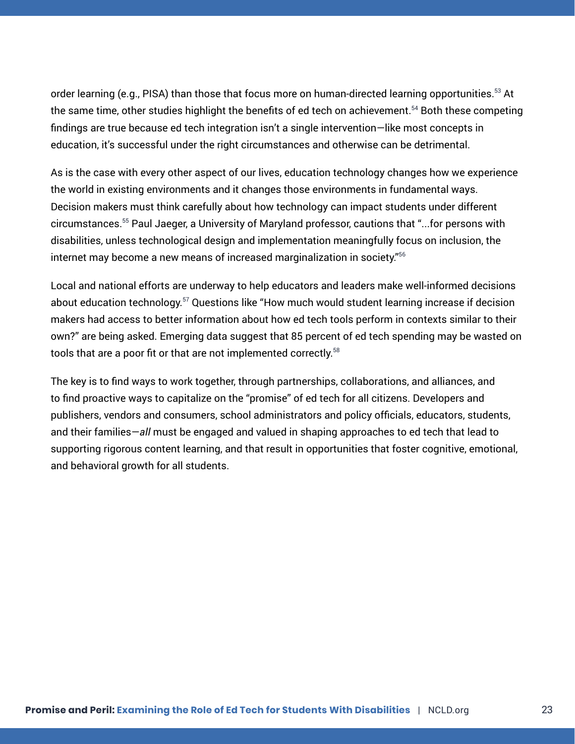order learning (e.g., PISA) than those that focus more on human-directed learning opportunities.[53] At the same time, other studies highlight the benefits of ed tech on achievement.[54] Both these competing findings are true because ed tech integration isn't a single intervention—like most concepts in education, it's successful under the right circumstances and otherwise can be detrimental.

As is the case with every other aspect of our lives, education technology changes how we experience the world in existing environments and it changes those environments in fundamental ways. Decision makers must think carefully about how technology can impact students under different circumstances.[55] Paul Jaeger, a University of Maryland professor, cautions that "...for persons with disabilities, unless technological design and implementation meaningfully focus on inclusion, the internet may become a new means of increased marginalization in society."[56]

Local and national efforts are underway to help educators and leaders make well-informed decisions about education technology.[57] Questions like "How much would student learning increase if decision makers had access to better information about how ed tech tools perform in contexts similar to their own?" are being asked. Emerging data suggest that 85 percent of ed tech spending may be wasted on tools that are a poor fit or that are not implemented correctly.[58]

The key is to find ways to work together, through partnerships, collaborations, and alliances, and to find proactive ways to capitalize on the "promise" of ed tech for all citizens. Developers and publishers, vendors and consumers, school administrators and policy officials, educators, students, and their families—*all* must be engaged and valued in shaping approaches to ed tech that lead to supporting rigorous content learning, and that result in opportunities that foster cognitive, emotional, and behavioral growth for all students.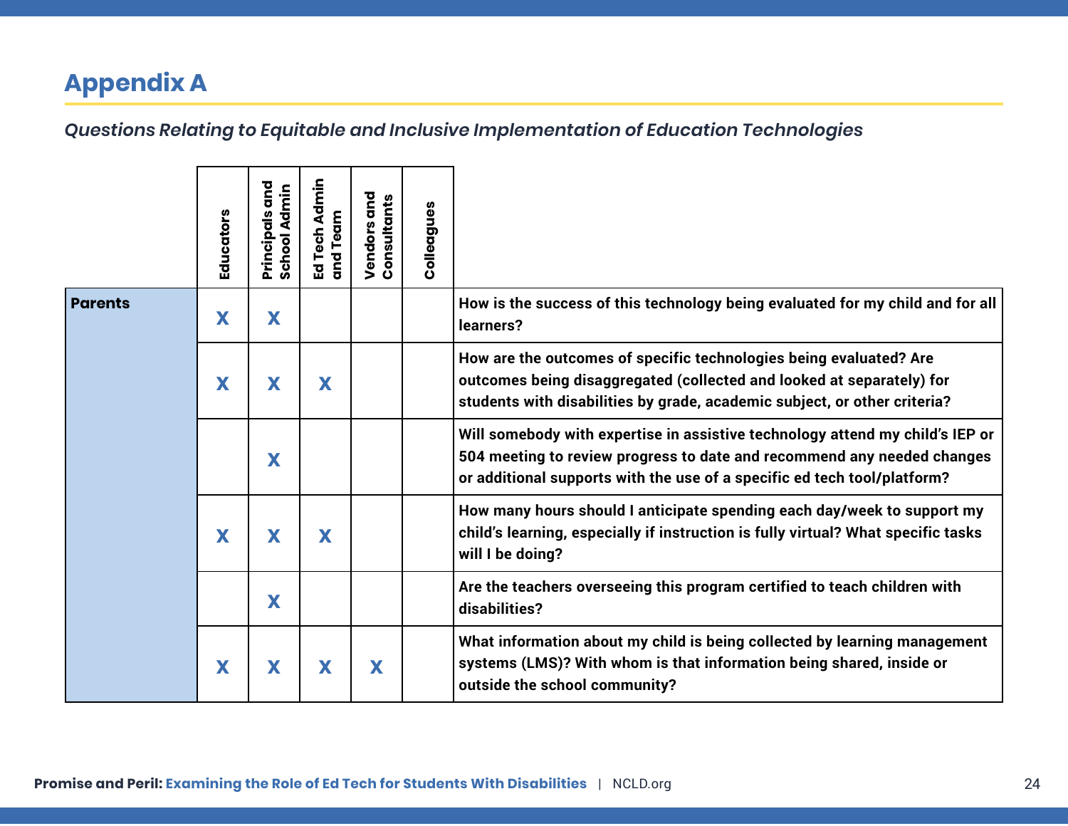# Appendix A

*Questions Relating to Equitable and Inclusive Implementation of Education Technologies*

| | Educators | Principals and School Admin | Ed Tech Admin and Team | Vendors and Consultants | Colleagues | |
|---|---|---|---|---|---|---|
| **Parents** | X | X | | | | **How is the success of this technology being evaluated for my child and for all learners?** |
| | X | X | X | | | **How are the outcomes of specific technologies being evaluated? Are outcomes being disaggregated (collected and looked at separately) for students with disabilities by grade, academic subject, or other criteria?** |
| | | X | | | | **Will somebody with expertise in assistive technology attend my child's IEP or 504 meeting to review progress to date and recommend any needed changes or additional supports with the use of a specific ed tech tool/platform?** |
| | X | X | X | | | **How many hours should I anticipate spending each day/week to support my child's learning, especially if instruction is fully virtual? What specific tasks will I be doing?** |
| | | X | | | | **Are the teachers overseeing this program certified to teach children with disabilities?** |
| | X | X | X | X | | **What information about my child is being collected by learning management systems (LMS)? With whom is that information being shared, inside or outside the school community?** |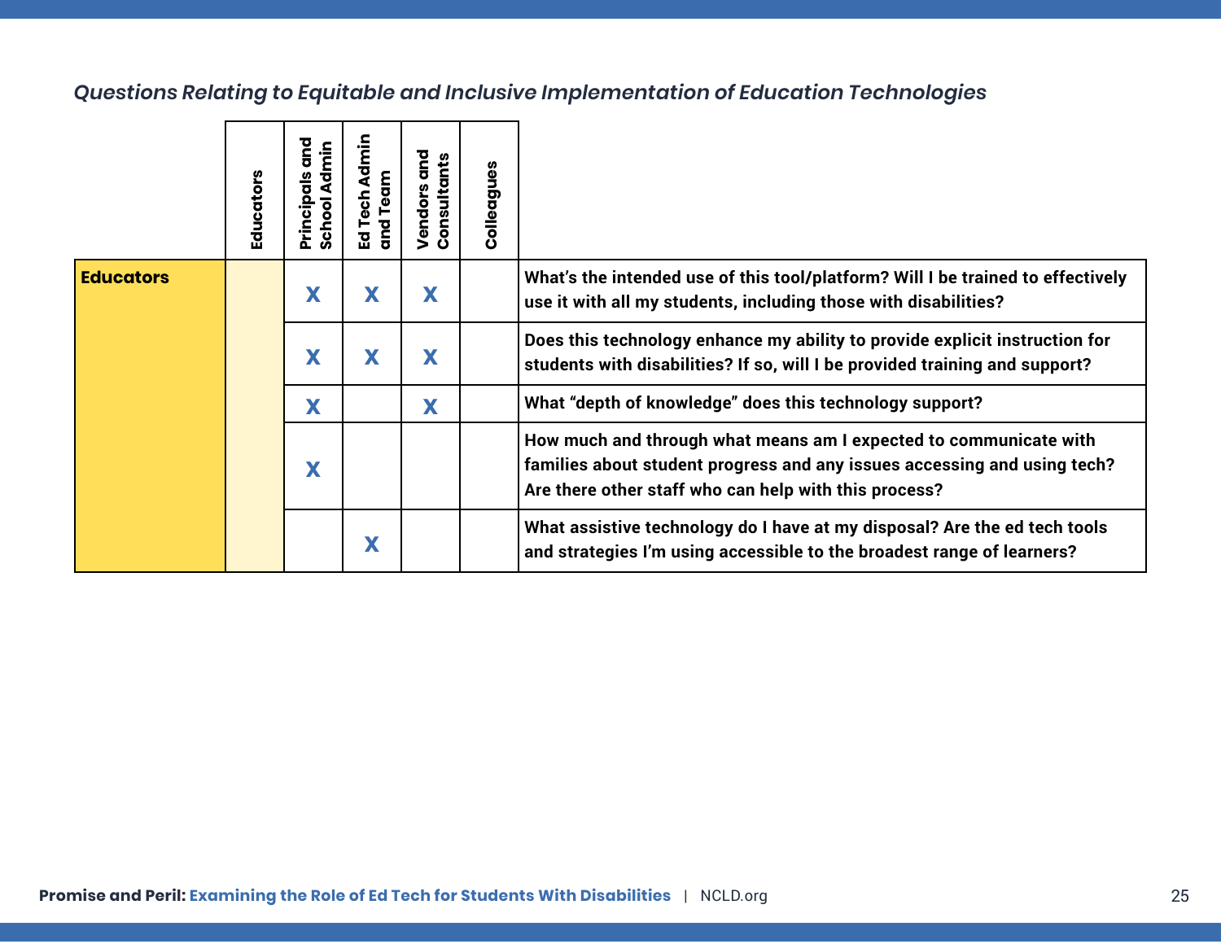*Questions Relating to Equitable and Inclusive Implementation of Education Technologies*

| | Educators | Principals and School Admin | Ed Tech Admin and Team | Vendors and Consultants | Colleagues | |
|---|---|---|---|---|---|---|
| **Educators** | | X | X | X | | What's the intended use of this tool/platform? Will I be trained to effectively use it with all my students, including those with disabilities? |
| | | X | X | X | | Does this technology enhance my ability to provide explicit instruction for students with disabilities? If so, will I be provided training and support? |
| | | X | | X | | What "depth of knowledge" does this technology support? |
| | | X | | | | How much and through what means am I expected to communicate with families about student progress and any issues accessing and using tech? Are there other staff who can help with this process? |
| | | | X | | | What assistive technology do I have at my disposal? Are the ed tech tools and strategies I'm using accessible to the broadest range of learners? |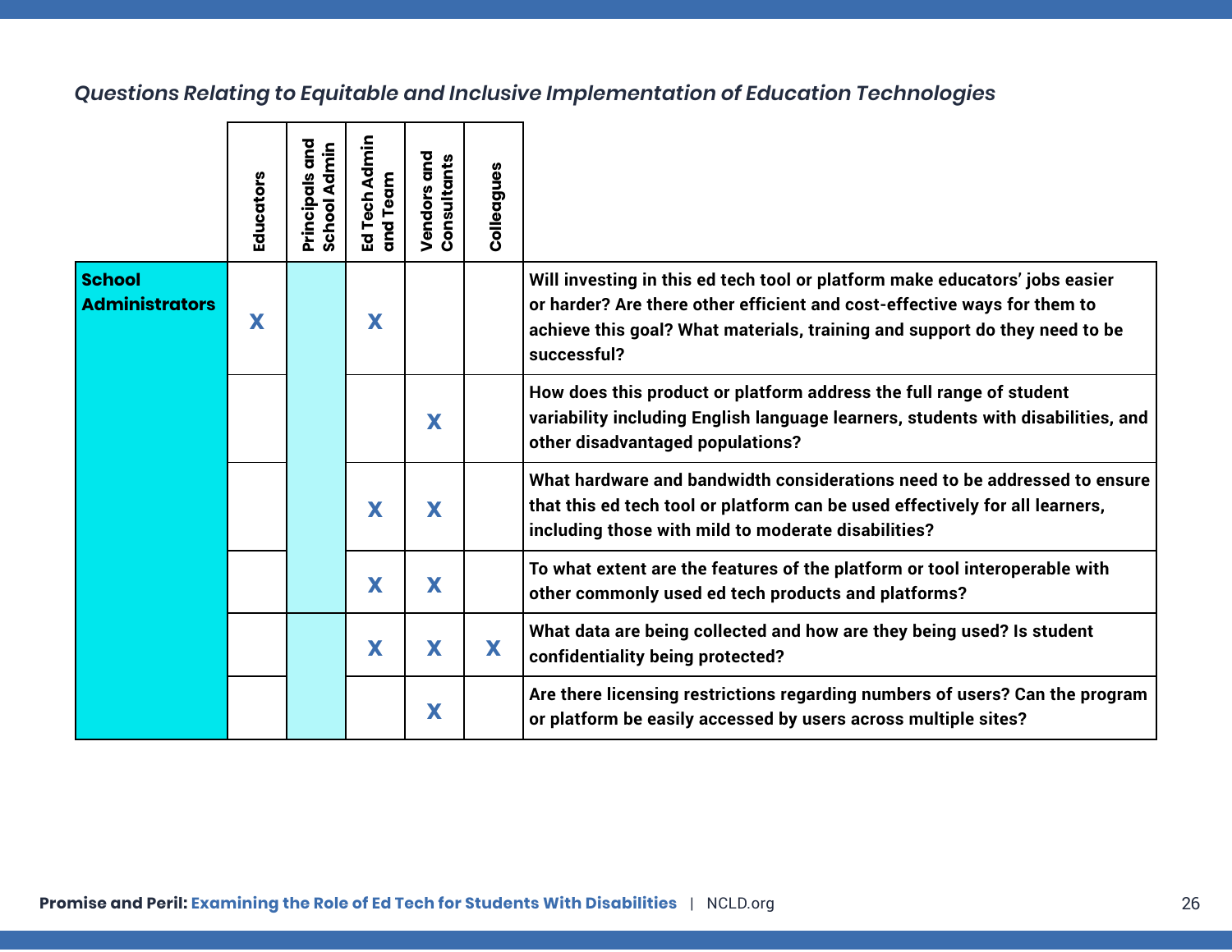*Questions Relating to Equitable and Inclusive Implementation of Education Technologies*

| | Educators | Principals and School Admin | Ed Tech Admin and Team | Vendors and Consultants | Colleagues | |
|---|---|---|---|---|---|---|
| **School Administrators** | X | | X | | | Will investing in this ed tech tool or platform make educators' jobs easier or harder? Are there other efficient and cost-effective ways for them to achieve this goal? What materials, training and support do they need to be successful? |
| | | | | X | | How does this product or platform address the full range of student variability including English language learners, students with disabilities, and other disadvantaged populations? |
| | | | X | X | | What hardware and bandwidth considerations need to be addressed to ensure that this ed tech tool or platform can be used effectively for all learners, including those with mild to moderate disabilities? |
| | | | X | X | | To what extent are the features of the platform or tool interoperable with other commonly used ed tech products and platforms? |
| | | | X | X | X | What data are being collected and how are they being used? Is student confidentiality being protected? |
| | | | | X | | Are there licensing restrictions regarding numbers of users? Can the program or platform be easily accessed by users across multiple sites? |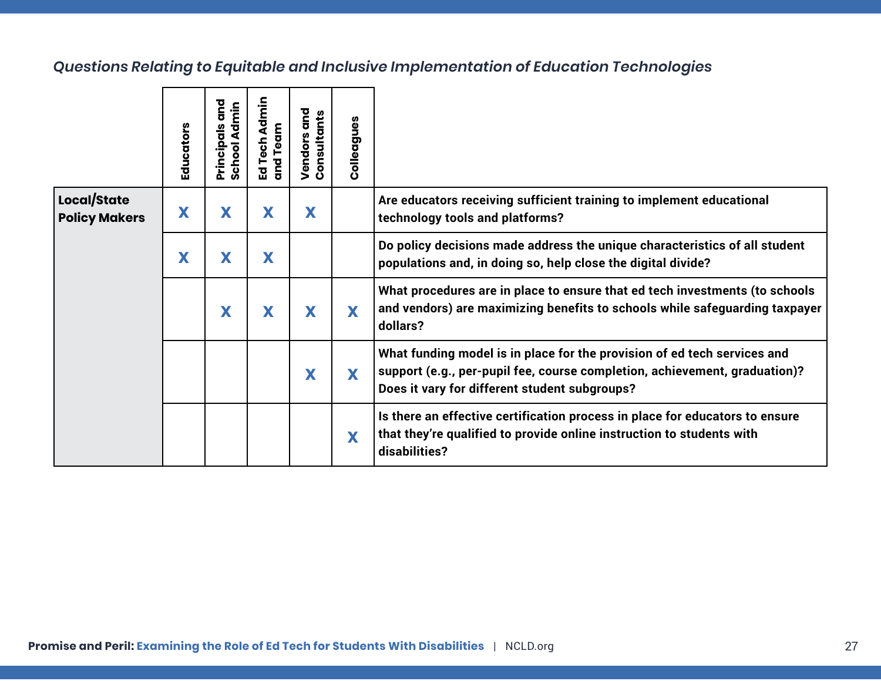*Questions Relating to Equitable and Inclusive Implementation of Education Technologies*

| | Educators | Principals and School Admin | Ed Tech Admin and Team | Vendors and Consultants | Colleagues | |
|---|---|---|---|---|---|---|
| **Local/State Policy Makers** | X | X | X | X | | **Are educators receiving sufficient training to implement educational technology tools and platforms?** |
| | X | X | X | | | **Do policy decisions made address the unique characteristics of all student populations and, in doing so, help close the digital divide?** |
| | | X | X | X | X | **What procedures are in place to ensure that ed tech investments (to schools and vendors) are maximizing benefits to schools while safeguarding taxpayer dollars?** |
| | | | | X | X | **What funding model is in place for the provision of ed tech services and support (e.g., per-pupil fee, course completion, achievement, graduation)? Does it vary for different student subgroups?** |
| | | | | | X | **Is there an effective certification process in place for educators to ensure that they're qualified to provide online instruction to students with disabilities?** |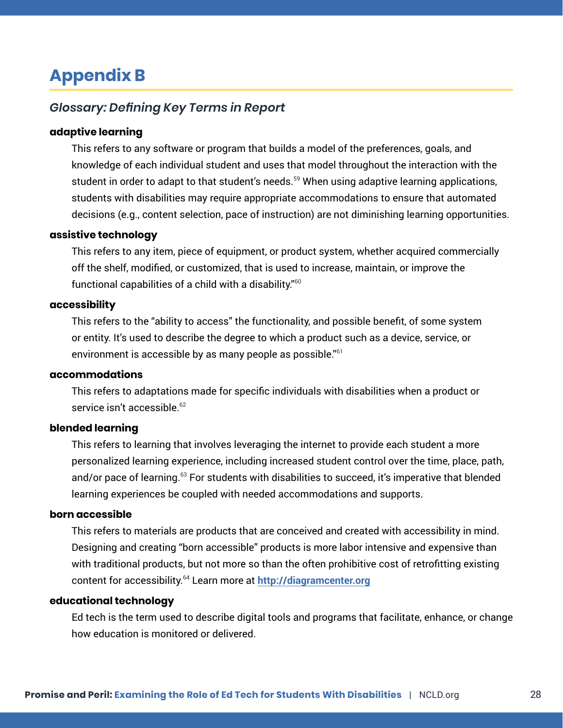# Appendix B

## *Glossary: Defining Key Terms in Report*

**adaptive learning**

This refers to any software or program that builds a model of the preferences, goals, and knowledge of each individual student and uses that model throughout the interaction with the student in order to adapt to that student's needs.[59] When using adaptive learning applications, students with disabilities may require appropriate accommodations to ensure that automated decisions (e.g., content selection, pace of instruction) are not diminishing learning opportunities.

**assistive technology**

This refers to any item, piece of equipment, or product system, whether acquired commercially off the shelf, modified, or customized, that is used to increase, maintain, or improve the functional capabilities of a child with a disability."[60]

**accessibility**

This refers to the "ability to access" the functionality, and possible benefit, of some system or entity. It's used to describe the degree to which a product such as a device, service, or environment is accessible by as many people as possible."[61]

**accommodations**

This refers to adaptations made for specific individuals with disabilities when a product or service isn't accessible.[62]

**blended learning**

This refers to learning that involves leveraging the internet to provide each student a more personalized learning experience, including increased student control over the time, place, path, and/or pace of learning.[63] For students with disabilities to succeed, it's imperative that blended learning experiences be coupled with needed accommodations and supports.

**born accessible**

This refers to materials are products that are conceived and created with accessibility in mind. Designing and creating "born accessible" products is more labor intensive and expensive than with traditional products, but not more so than the often prohibitive cost of retrofitting existing content for accessibility.[64] Learn more at **[http://diagramcenter.org](http://diagramcenter.org)**

**educational technology**

Ed tech is the term used to describe digital tools and programs that facilitate, enhance, or change how education is monitored or delivered.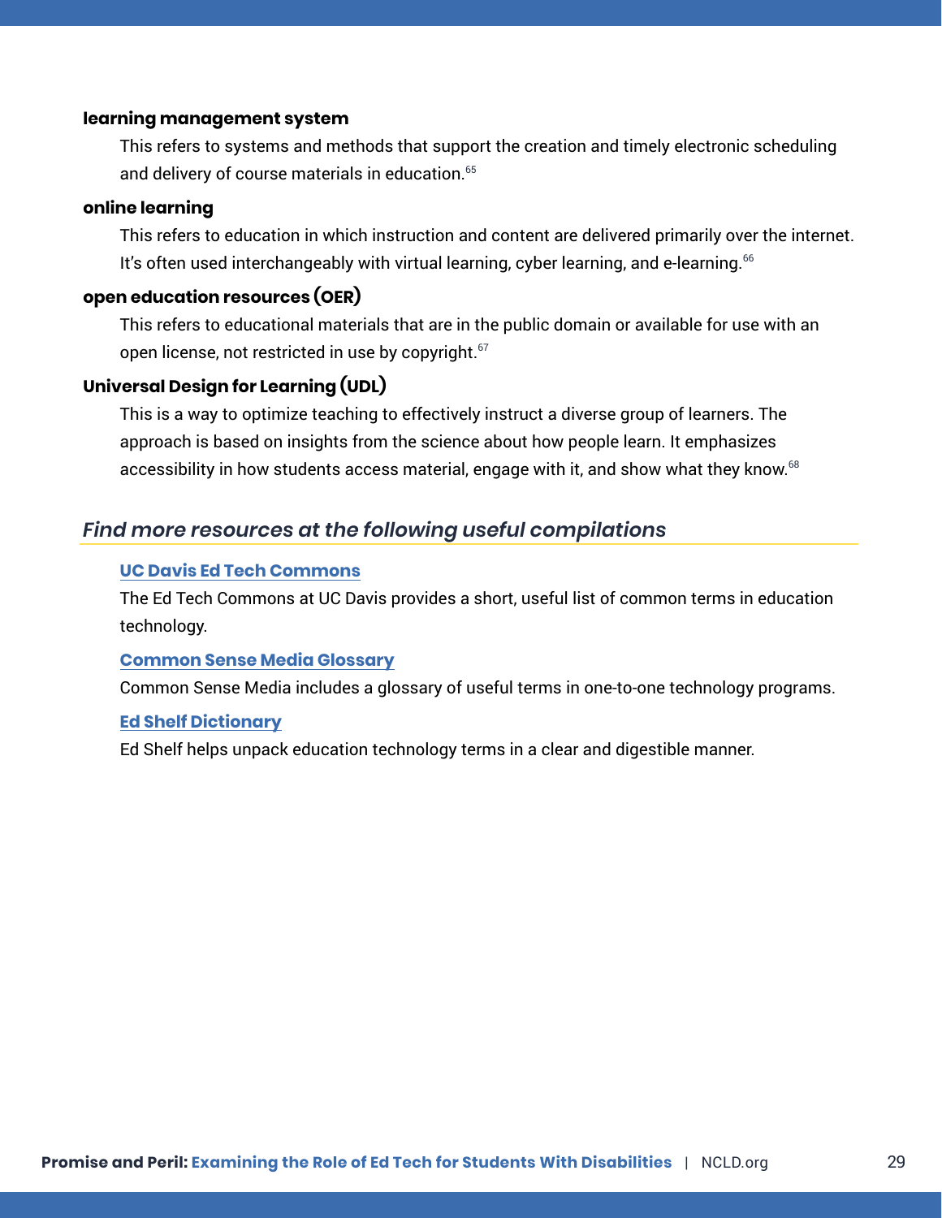**learning management system**

This refers to systems and methods that support the creation and timely electronic scheduling and delivery of course materials in education.[65]

**online learning**

This refers to education in which instruction and content are delivered primarily over the internet. It's often used interchangeably with virtual learning, cyber learning, and e-learning.[66]

**open education resources (OER)**

This refers to educational materials that are in the public domain or available for use with an open license, not restricted in use by copyright.[67]

**Universal Design for Learning (UDL)**

This is a way to optimize teaching to effectively instruct a diverse group of learners. The approach is based on insights from the science about how people learn. It emphasizes accessibility in how students access material, engage with it, and show what they know.[68]

## *Find more resources at the following useful compilations*

**UC Davis Ed Tech Commons**

The Ed Tech Commons at UC Davis provides a short, useful list of common terms in education technology.

**Common Sense Media Glossary**

Common Sense Media includes a glossary of useful terms in one-to-one technology programs.

**Ed Shelf Dictionary**

Ed Shelf helps unpack education technology terms in a clear and digestible manner.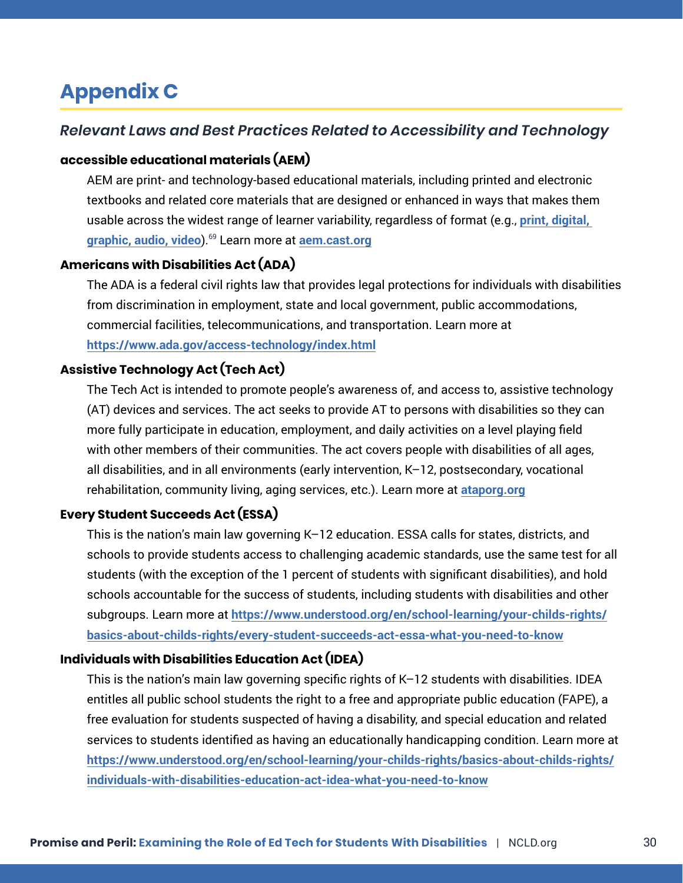# Appendix C

## *Relevant Laws and Best Practices Related to Accessibility and Technology*

**accessible educational materials (AEM)**

AEM are print- and technology-based educational materials, including printed and electronic textbooks and related core materials that are designed or enhanced in ways that makes them usable across the widest range of learner variability, regardless of format (e.g., **print, digital, graphic, audio, video**).[69] Learn more at **aem.cast.org**

**Americans with Disabilities Act (ADA)**

The ADA is a federal civil rights law that provides legal protections for individuals with disabilities from discrimination in employment, state and local government, public accommodations, commercial facilities, telecommunications, and transportation. Learn more at **https://www.ada.gov/access-technology/index.html**

**Assistive Technology Act (Tech Act)**

The Tech Act is intended to promote people's awareness of, and access to, assistive technology (AT) devices and services. The act seeks to provide AT to persons with disabilities so they can more fully participate in education, employment, and daily activities on a level playing field with other members of their communities. The act covers people with disabilities of all ages, all disabilities, and in all environments (early intervention, K–12, postsecondary, vocational rehabilitation, community living, aging services, etc.). Learn more at **ataporg.org**

**Every Student Succeeds Act (ESSA)**

This is the nation's main law governing K–12 education. ESSA calls for states, districts, and schools to provide students access to challenging academic standards, use the same test for all students (with the exception of the 1 percent of students with significant disabilities), and hold schools accountable for the success of students, including students with disabilities and other subgroups. Learn more at **https://www.understood.org/en/school-learning/your-childs-rights/basics-about-childs-rights/every-student-succeeds-act-essa-what-you-need-to-know**

**Individuals with Disabilities Education Act (IDEA)**

This is the nation's main law governing specific rights of K–12 students with disabilities. IDEA entitles all public school students the right to a free and appropriate public education (FAPE), a free evaluation for students suspected of having a disability, and special education and related services to students identified as having an educationally handicapping condition. Learn more at **https://www.understood.org/en/school-learning/your-childs-rights/basics-about-childs-rights/individuals-with-disabilities-education-act-idea-what-you-need-to-know**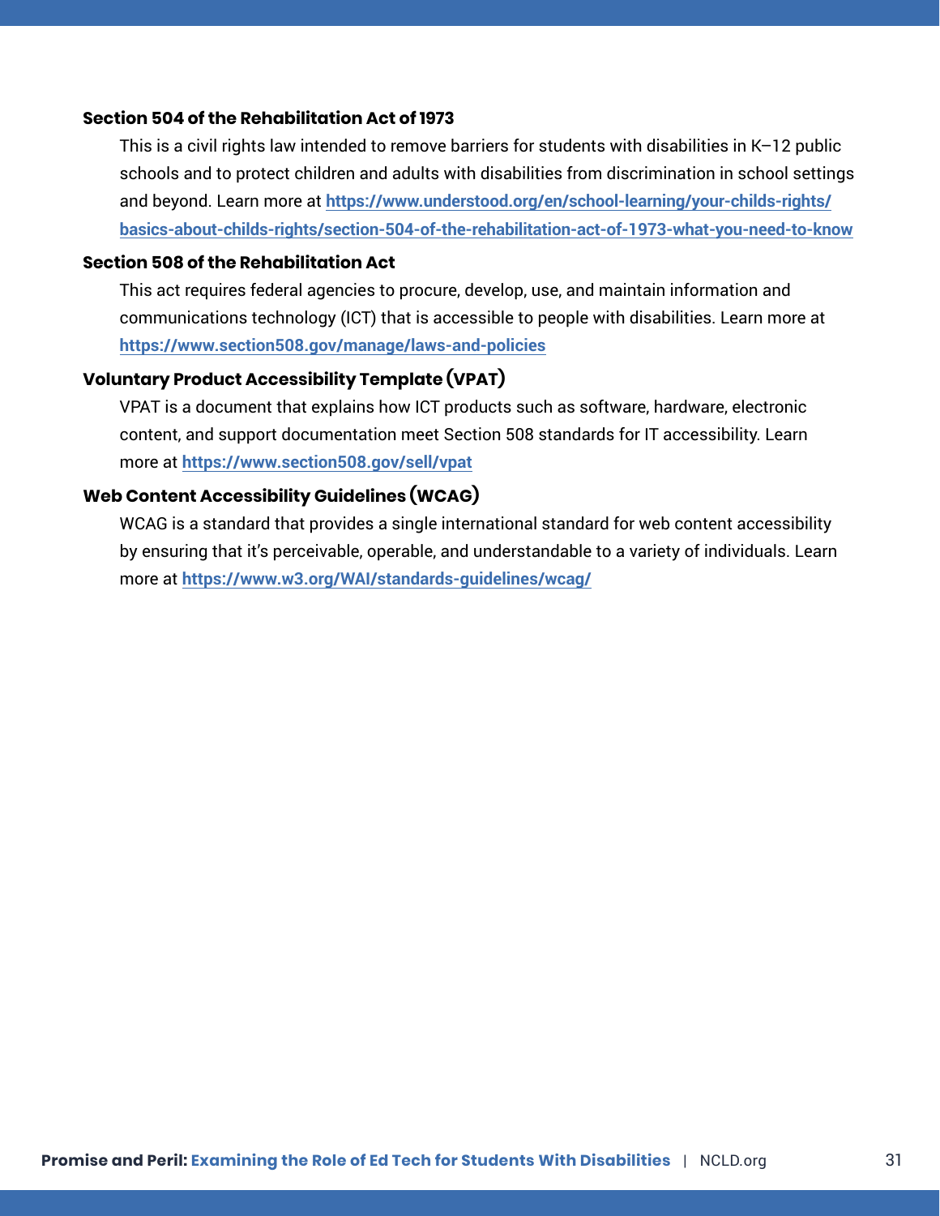**Section 504 of the Rehabilitation Act of 1973**

This is a civil rights law intended to remove barriers for students with disabilities in K–12 public schools and to protect children and adults with disabilities from discrimination in school settings and beyond. Learn more at **https://www.understood.org/en/school-learning/your-childs-rights/basics-about-childs-rights/section-504-of-the-rehabilitation-act-of-1973-what-you-need-to-know**

**Section 508 of the Rehabilitation Act**

This act requires federal agencies to procure, develop, use, and maintain information and communications technology (ICT) that is accessible to people with disabilities. Learn more at **https://www.section508.gov/manage/laws-and-policies**

**Voluntary Product Accessibility Template (VPAT)**

VPAT is a document that explains how ICT products such as software, hardware, electronic content, and support documentation meet Section 508 standards for IT accessibility. Learn more at **https://www.section508.gov/sell/vpat**

**Web Content Accessibility Guidelines (WCAG)**

WCAG is a standard that provides a single international standard for web content accessibility by ensuring that it's perceivable, operable, and understandable to a variety of individuals. Learn more at **https://www.w3.org/WAI/standards-guidelines/wcag/**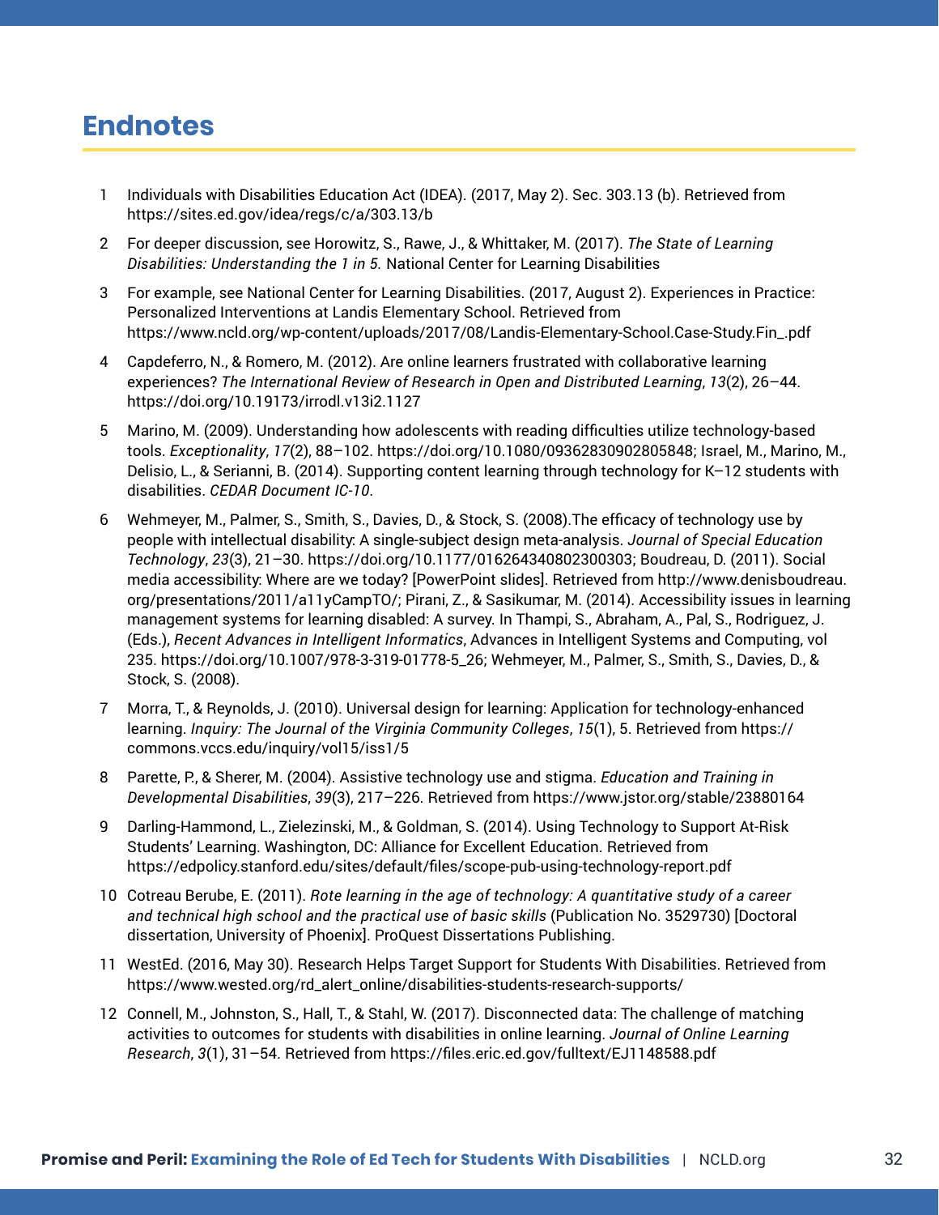## Endnotes

1. Individuals with Disabilities Education Act (IDEA). (2017, May 2). Sec. 303.13 (b). Retrieved from https://sites.ed.gov/idea/regs/c/a/303.13/b
2. For deeper discussion, see Horowitz, S., Rawe, J., & Whittaker, M. (2017). *The State of Learning Disabilities: Understanding the 1 in 5.* National Center for Learning Disabilities
3. For example, see National Center for Learning Disabilities. (2017, August 2). Experiences in Practice: Personalized Interventions at Landis Elementary School. Retrieved from https://www.ncld.org/wp-content/uploads/2017/08/Landis-Elementary-School.Case-Study.Fin_.pdf
4. Capdeferro, N., & Romero, M. (2012). Are online learners frustrated with collaborative learning experiences? *The International Review of Research in Open and Distributed Learning*, *13*(2), 26–44. https://doi.org/10.19173/irrodl.v13i2.1127
5. Marino, M. (2009). Understanding how adolescents with reading difficulties utilize technology-based tools. *Exceptionality*, *17*(2), 88–102. https://doi.org/10.1080/09362830902805848; Israel, M., Marino, M., Delisio, L., & Serianni, B. (2014). Supporting content learning through technology for K–12 students with disabilities. *CEDAR Document IC-10*.
6. Wehmeyer, M., Palmer, S., Smith, S., Davies, D., & Stock, S. (2008).The efficacy of technology use by people with intellectual disability: A single-subject design meta-analysis. *Journal of Special Education Technology*, *23*(3), 21–30. https://doi.org/10.1177/016264340802300303; Boudreau, D. (2011). Social media accessibility: Where are we today? [PowerPoint slides]. Retrieved from http://www.denisboudreau.org/presentations/2011/a11yCampTO/; Pirani, Z., & Sasikumar, M. (2014). Accessibility issues in learning management systems for learning disabled: A survey. In Thampi, S., Abraham, A., Pal, S., Rodriguez, J. (Eds.), *Recent Advances in Intelligent Informatics*, Advances in Intelligent Systems and Computing, vol 235. https://doi.org/10.1007/978-3-319-01778-5_26; Wehmeyer, M., Palmer, S., Smith, S., Davies, D., & Stock, S. (2008).
7. Morra, T., & Reynolds, J. (2010). Universal design for learning: Application for technology-enhanced learning. *Inquiry: The Journal of the Virginia Community Colleges*, *15*(1), 5. Retrieved from https://commons.vccs.edu/inquiry/vol15/iss1/5
8. Parette, P., & Sherer, M. (2004). Assistive technology use and stigma. *Education and Training in Developmental Disabilities*, *39*(3), 217–226. Retrieved from https://www.jstor.org/stable/23880164
9. Darling-Hammond, L., Zielezinski, M., & Goldman, S. (2014). Using Technology to Support At-Risk Students' Learning. Washington, DC: Alliance for Excellent Education. Retrieved from https://edpolicy.stanford.edu/sites/default/files/scope-pub-using-technology-report.pdf
10. Cotreau Berube, E. (2011). *Rote learning in the age of technology: A quantitative study of a career and technical high school and the practical use of basic skills* (Publication No. 3529730) [Doctoral dissertation, University of Phoenix]. ProQuest Dissertations Publishing.
11. WestEd. (2016, May 30). Research Helps Target Support for Students With Disabilities. Retrieved from https://www.wested.org/rd_alert_online/disabilities-students-research-supports/
12. Connell, M., Johnston, S., Hall, T., & Stahl, W. (2017). Disconnected data: The challenge of matching activities to outcomes for students with disabilities in online learning. *Journal of Online Learning Research*, *3*(1), 31–54. Retrieved from https://files.eric.ed.gov/fulltext/EJ1148588.pdf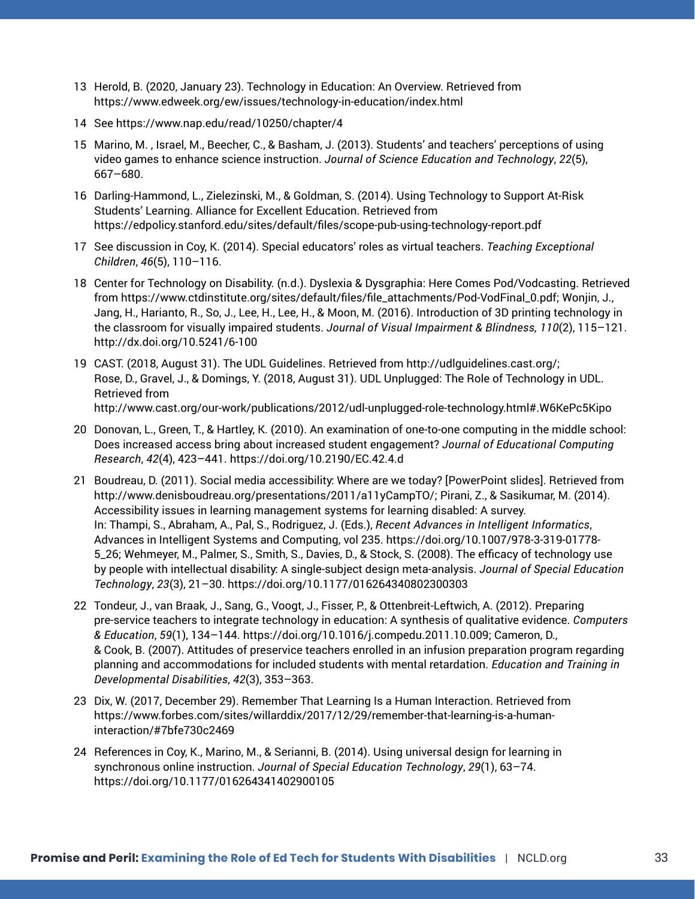13 Herold, B. (2020, January 23). Technology in Education: An Overview. Retrieved from https://www.edweek.org/ew/issues/technology-in-education/index.html

14 See https://www.nap.edu/read/10250/chapter/4

15 Marino, M. , Israel, M., Beecher, C., & Basham, J. (2013). Students' and teachers' perceptions of using video games to enhance science instruction. *Journal of Science Education and Technology*, *22*(5), 667–680.

16 Darling-Hammond, L., Zielezinski, M., & Goldman, S. (2014). Using Technology to Support At-Risk Students' Learning. Alliance for Excellent Education. Retrieved from https://edpolicy.stanford.edu/sites/default/files/scope-pub-using-technology-report.pdf

17 See discussion in Coy, K. (2014). Special educators' roles as virtual teachers. *Teaching Exceptional Children*, *46*(5), 110–116.

18 Center for Technology on Disability. (n.d.). Dyslexia & Dysgraphia: Here Comes Pod/Vodcasting. Retrieved from https://www.ctdinstitute.org/sites/default/files/file_attachments/Pod-VodFinal_0.pdf; Wonjin, J., Jang, H., Harianto, R., So, J., Lee, H., Lee, H., & Moon, M. (2016). Introduction of 3D printing technology in the classroom for visually impaired students. *Journal of Visual Impairment & Blindness, 110*(2), 115–121. http://dx.doi.org/10.5241/6-100

19 CAST. (2018, August 31). The UDL Guidelines. Retrieved from http://udlguidelines.cast.org/; Rose, D., Gravel, J., & Domings, Y. (2018, August 31). UDL Unplugged: The Role of Technology in UDL. Retrieved from http://www.cast.org/our-work/publications/2012/udl-unplugged-role-technology.html#.W6KePc5Kipo

20 Donovan, L., Green, T., & Hartley, K. (2010). An examination of one-to-one computing in the middle school: Does increased access bring about increased student engagement? *Journal of Educational Computing Research*, *42*(4), 423–441. https://doi.org/10.2190/EC.42.4.d

21 Boudreau, D. (2011). Social media accessibility: Where are we today? [PowerPoint slides]. Retrieved from http://www.denisboudreau.org/presentations/2011/a11yCampTO/; Pirani, Z., & Sasikumar, M. (2014). Accessibility issues in learning management systems for learning disabled: A survey. In: Thampi, S., Abraham, A., Pal, S., Rodriguez, J. (Eds.), *Recent Advances in Intelligent Informatics*, Advances in Intelligent Systems and Computing, vol 235. https://doi.org/10.1007/978-3-319-01778-5_26; Wehmeyer, M., Palmer, S., Smith, S., Davies, D., & Stock, S. (2008). The efficacy of technology use by people with intellectual disability: A single-subject design meta-analysis. *Journal of Special Education Technology*, *23*(3), 21–30. https://doi.org/10.1177/016264340802300303

22 Tondeur, J., van Braak, J., Sang, G., Voogt, J., Fisser, P., & Ottenbreit-Leftwich, A. (2012). Preparing pre-service teachers to integrate technology in education: A synthesis of qualitative evidence. *Computers & Education*, *59*(1), 134–144. https://doi.org/10.1016/j.compedu.2011.10.009; Cameron, D., & Cook, B. (2007). Attitudes of preservice teachers enrolled in an infusion preparation program regarding planning and accommodations for included students with mental retardation. *Education and Training in Developmental Disabilities*, *42*(3), 353–363.

23 Dix, W. (2017, December 29). Remember That Learning Is a Human Interaction. Retrieved from https://www.forbes.com/sites/willarddix/2017/12/29/remember-that-learning-is-a-human-interaction/#7bfe730c2469

24 References in Coy, K., Marino, M., & Serianni, B. (2014). Using universal design for learning in synchronous online instruction. *Journal of Special Education Technology*, *29*(1), 63–74. https://doi.org/10.1177/016264341402900105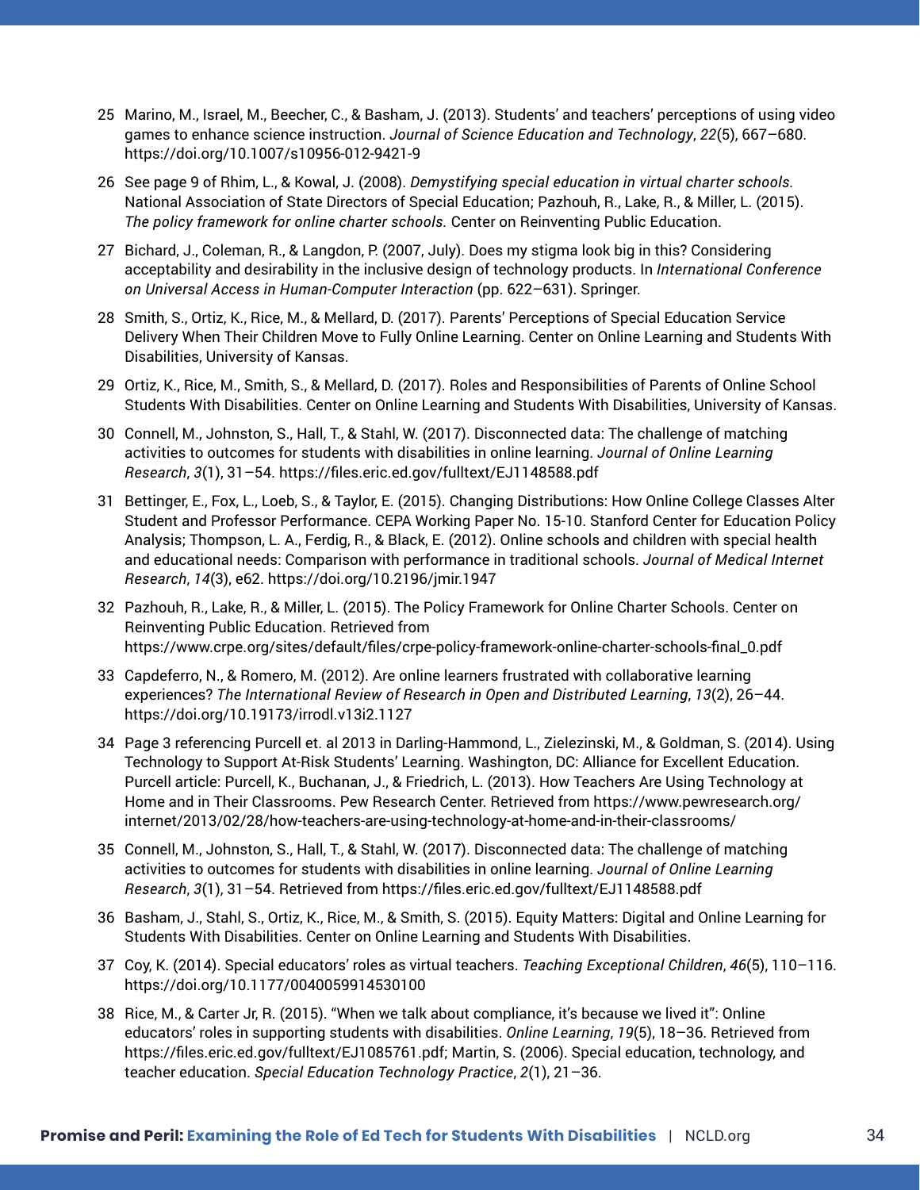25 Marino, M., Israel, M., Beecher, C., & Basham, J. (2013). Students' and teachers' perceptions of using video games to enhance science instruction. *Journal of Science Education and Technology*, *22*(5), 667–680. https://doi.org/10.1007/s10956-012-9421-9

26 See page 9 of Rhim, L., & Kowal, J. (2008). *Demystifying special education in virtual charter schools.* National Association of State Directors of Special Education; Pazhouh, R., Lake, R., & Miller, L. (2015). *The policy framework for online charter schools.* Center on Reinventing Public Education.

27 Bichard, J., Coleman, R., & Langdon, P. (2007, July). Does my stigma look big in this? Considering acceptability and desirability in the inclusive design of technology products. In *International Conference on Universal Access in Human-Computer Interaction* (pp. 622–631). Springer.

28 Smith, S., Ortiz, K., Rice, M., & Mellard, D. (2017). Parents' Perceptions of Special Education Service Delivery When Their Children Move to Fully Online Learning. Center on Online Learning and Students With Disabilities, University of Kansas.

29 Ortiz, K., Rice, M., Smith, S., & Mellard, D. (2017). Roles and Responsibilities of Parents of Online School Students With Disabilities. Center on Online Learning and Students With Disabilities, University of Kansas.

30 Connell, M., Johnston, S., Hall, T., & Stahl, W. (2017). Disconnected data: The challenge of matching activities to outcomes for students with disabilities in online learning. *Journal of Online Learning Research*, *3*(1), 31–54. https://files.eric.ed.gov/fulltext/EJ1148588.pdf

31 Bettinger, E., Fox, L., Loeb, S., & Taylor, E. (2015). Changing Distributions: How Online College Classes Alter Student and Professor Performance. CEPA Working Paper No. 15-10. Stanford Center for Education Policy Analysis; Thompson, L. A., Ferdig, R., & Black, E. (2012). Online schools and children with special health and educational needs: Comparison with performance in traditional schools. *Journal of Medical Internet Research*, *14*(3), e62. https://doi.org/10.2196/jmir.1947

32 Pazhouh, R., Lake, R., & Miller, L. (2015). The Policy Framework for Online Charter Schools. Center on Reinventing Public Education. Retrieved from https://www.crpe.org/sites/default/files/crpe-policy-framework-online-charter-schools-final_0.pdf

33 Capdeferro, N., & Romero, M. (2012). Are online learners frustrated with collaborative learning experiences? *The International Review of Research in Open and Distributed Learning*, *13*(2), 26–44. https://doi.org/10.19173/irrodl.v13i2.1127

34 Page 3 referencing Purcell et. al 2013 in Darling-Hammond, L., Zielezinski, M., & Goldman, S. (2014). Using Technology to Support At-Risk Students' Learning. Washington, DC: Alliance for Excellent Education. Purcell article: Purcell, K., Buchanan, J., & Friedrich, L. (2013). How Teachers Are Using Technology at Home and in Their Classrooms. Pew Research Center. Retrieved from https://www.pewresearch.org/internet/2013/02/28/how-teachers-are-using-technology-at-home-and-in-their-classrooms/

35 Connell, M., Johnston, S., Hall, T., & Stahl, W. (2017). Disconnected data: The challenge of matching activities to outcomes for students with disabilities in online learning. *Journal of Online Learning Research*, *3*(1), 31–54. Retrieved from https://files.eric.ed.gov/fulltext/EJ1148588.pdf

36 Basham, J., Stahl, S., Ortiz, K., Rice, M., & Smith, S. (2015). Equity Matters: Digital and Online Learning for Students With Disabilities. Center on Online Learning and Students With Disabilities.

37 Coy, K. (2014). Special educators' roles as virtual teachers. *Teaching Exceptional Children*, *46*(5), 110–116. https://doi.org/10.1177/0040059914530100

38 Rice, M., & Carter Jr, R. (2015). "When we talk about compliance, it's because we lived it": Online educators' roles in supporting students with disabilities. *Online Learning*, *19*(5), 18–36. Retrieved from https://files.eric.ed.gov/fulltext/EJ1085761.pdf; Martin, S. (2006). Special education, technology, and teacher education. *Special Education Technology Practice*, *2*(1), 21–36.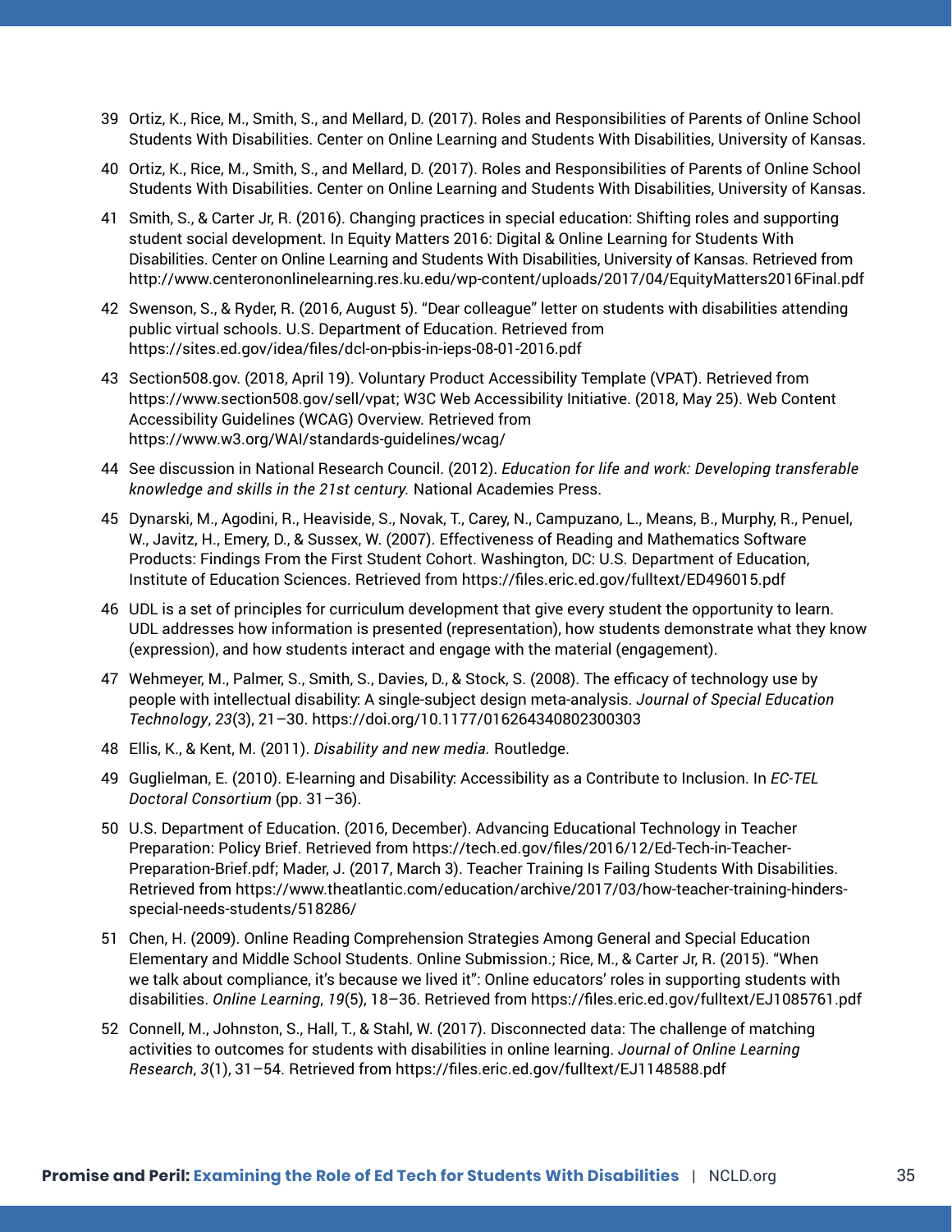39 Ortiz, K., Rice, M., Smith, S., and Mellard, D. (2017). Roles and Responsibilities of Parents of Online School Students With Disabilities. Center on Online Learning and Students With Disabilities, University of Kansas.

40 Ortiz, K., Rice, M., Smith, S., and Mellard, D. (2017). Roles and Responsibilities of Parents of Online School Students With Disabilities. Center on Online Learning and Students With Disabilities, University of Kansas.

41 Smith, S., & Carter Jr, R. (2016). Changing practices in special education: Shifting roles and supporting student social development. In Equity Matters 2016: Digital & Online Learning for Students With Disabilities. Center on Online Learning and Students With Disabilities, University of Kansas. Retrieved from http://www.centerononlinelearning.res.ku.edu/wp-content/uploads/2017/04/EquityMatters2016Final.pdf

42 Swenson, S., & Ryder, R. (2016, August 5). "Dear colleague" letter on students with disabilities attending public virtual schools. U.S. Department of Education. Retrieved from https://sites.ed.gov/idea/files/dcl-on-pbis-in-ieps-08-01-2016.pdf

43 Section508.gov. (2018, April 19). Voluntary Product Accessibility Template (VPAT). Retrieved from https://www.section508.gov/sell/vpat; W3C Web Accessibility Initiative. (2018, May 25). Web Content Accessibility Guidelines (WCAG) Overview. Retrieved from https://www.w3.org/WAI/standards-guidelines/wcag/

44 See discussion in National Research Council. (2012). *Education for life and work: Developing transferable knowledge and skills in the 21st century.* National Academies Press.

45 Dynarski, M., Agodini, R., Heaviside, S., Novak, T., Carey, N., Campuzano, L., Means, B., Murphy, R., Penuel, W., Javitz, H., Emery, D., & Sussex, W. (2007). Effectiveness of Reading and Mathematics Software Products: Findings From the First Student Cohort. Washington, DC: U.S. Department of Education, Institute of Education Sciences. Retrieved from https://files.eric.ed.gov/fulltext/ED496015.pdf

46 UDL is a set of principles for curriculum development that give every student the opportunity to learn. UDL addresses how information is presented (representation), how students demonstrate what they know (expression), and how students interact and engage with the material (engagement).

47 Wehmeyer, M., Palmer, S., Smith, S., Davies, D., & Stock, S. (2008). The efficacy of technology use by people with intellectual disability: A single-subject design meta-analysis. *Journal of Special Education Technology*, *23*(3), 21–30. https://doi.org/10.1177/016264340802300303

48 Ellis, K., & Kent, M. (2011). *Disability and new media.* Routledge.

49 Guglielman, E. (2010). E-learning and Disability: Accessibility as a Contribute to Inclusion. In *EC-TEL Doctoral Consortium* (pp. 31–36).

50 U.S. Department of Education. (2016, December). Advancing Educational Technology in Teacher Preparation: Policy Brief. Retrieved from https://tech.ed.gov/files/2016/12/Ed-Tech-in-Teacher-Preparation-Brief.pdf; Mader, J. (2017, March 3). Teacher Training Is Failing Students With Disabilities. Retrieved from https://www.theatlantic.com/education/archive/2017/03/how-teacher-training-hinders-special-needs-students/518286/

51 Chen, H. (2009). Online Reading Comprehension Strategies Among General and Special Education Elementary and Middle School Students. Online Submission.; Rice, M., & Carter Jr, R. (2015). "When we talk about compliance, it's because we lived it": Online educators' roles in supporting students with disabilities. *Online Learning*, *19*(5), 18–36. Retrieved from https://files.eric.ed.gov/fulltext/EJ1085761.pdf

52 Connell, M., Johnston, S., Hall, T., & Stahl, W. (2017). Disconnected data: The challenge of matching activities to outcomes for students with disabilities in online learning. *Journal of Online Learning Research*, *3*(1), 31–54. Retrieved from https://files.eric.ed.gov/fulltext/EJ1148588.pdf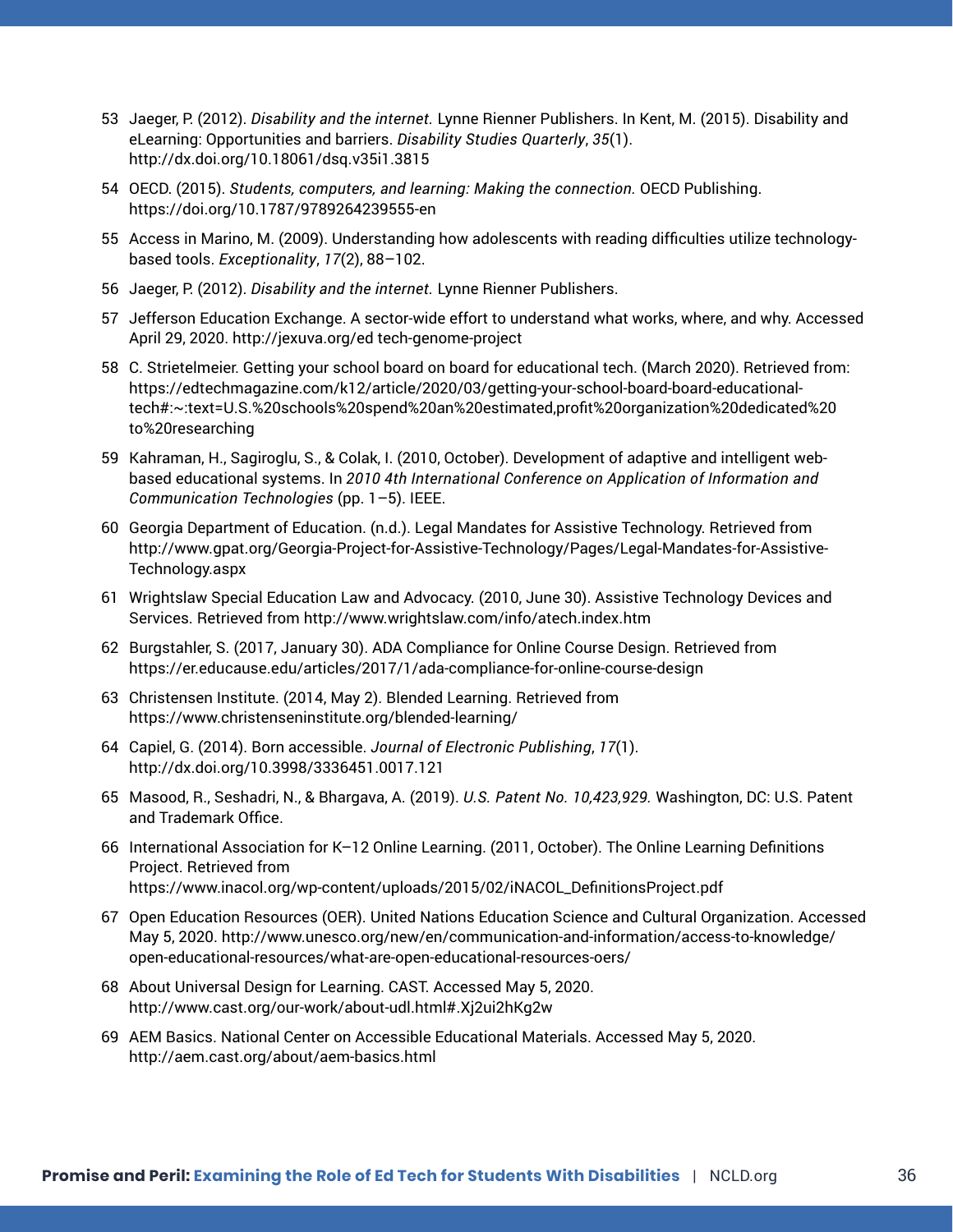53 Jaeger, P. (2012). *Disability and the internet.* Lynne Rienner Publishers. In Kent, M. (2015). Disability and eLearning: Opportunities and barriers. *Disability Studies Quarterly*, *35*(1). http://dx.doi.org/10.18061/dsq.v35i1.3815

54 OECD. (2015). *Students, computers, and learning: Making the connection.* OECD Publishing. https://doi.org/10.1787/9789264239555-en

55 Access in Marino, M. (2009). Understanding how adolescents with reading difficulties utilize technology-based tools. *Exceptionality*, *17*(2), 88–102.

56 Jaeger, P. (2012). *Disability and the internet.* Lynne Rienner Publishers.

57 Jefferson Education Exchange. A sector-wide effort to understand what works, where, and why. Accessed April 29, 2020. http://jexuva.org/ed tech-genome-project

58 C. Strietelmeier. Getting your school board on board for educational tech. (March 2020). Retrieved from: https://edtechmagazine.com/k12/article/2020/03/getting-your-school-board-board-educational-tech#:~:text=U.S.%20schools%20spend%20an%20estimated,profit%20organization%20dedicated%20to%20researching

59 Kahraman, H., Sagiroglu, S., & Colak, I. (2010, October). Development of adaptive and intelligent web-based educational systems. In *2010 4th International Conference on Application of Information and Communication Technologies* (pp. 1–5). IEEE.

60 Georgia Department of Education. (n.d.). Legal Mandates for Assistive Technology. Retrieved from http://www.gpat.org/Georgia-Project-for-Assistive-Technology/Pages/Legal-Mandates-for-Assistive-Technology.aspx

61 Wrightslaw Special Education Law and Advocacy. (2010, June 30). Assistive Technology Devices and Services. Retrieved from http://www.wrightslaw.com/info/atech.index.htm

62 Burgstahler, S. (2017, January 30). ADA Compliance for Online Course Design. Retrieved from https://er.educause.edu/articles/2017/1/ada-compliance-for-online-course-design

63 Christensen Institute. (2014, May 2). Blended Learning. Retrieved from https://www.christenseninstitute.org/blended-learning/

64 Capiel, G. (2014). Born accessible. *Journal of Electronic Publishing*, *17*(1). http://dx.doi.org/10.3998/3336451.0017.121

65 Masood, R., Seshadri, N., & Bhargava, A. (2019). *U.S. Patent No. 10,423,929.* Washington, DC: U.S. Patent and Trademark Office.

66 International Association for K–12 Online Learning. (2011, October). The Online Learning Definitions Project. Retrieved from https://www.inacol.org/wp-content/uploads/2015/02/iNACOL_DefinitionsProject.pdf

67 Open Education Resources (OER). United Nations Education Science and Cultural Organization. Accessed May 5, 2020. http://www.unesco.org/new/en/communication-and-information/access-to-knowledge/open-educational-resources/what-are-open-educational-resources-oers/

68 About Universal Design for Learning. CAST. Accessed May 5, 2020. http://www.cast.org/our-work/about-udl.html#.Xj2ui2hKg2w

69 AEM Basics. National Center on Accessible Educational Materials. Accessed May 5, 2020. http://aem.cast.org/about/aem-basics.html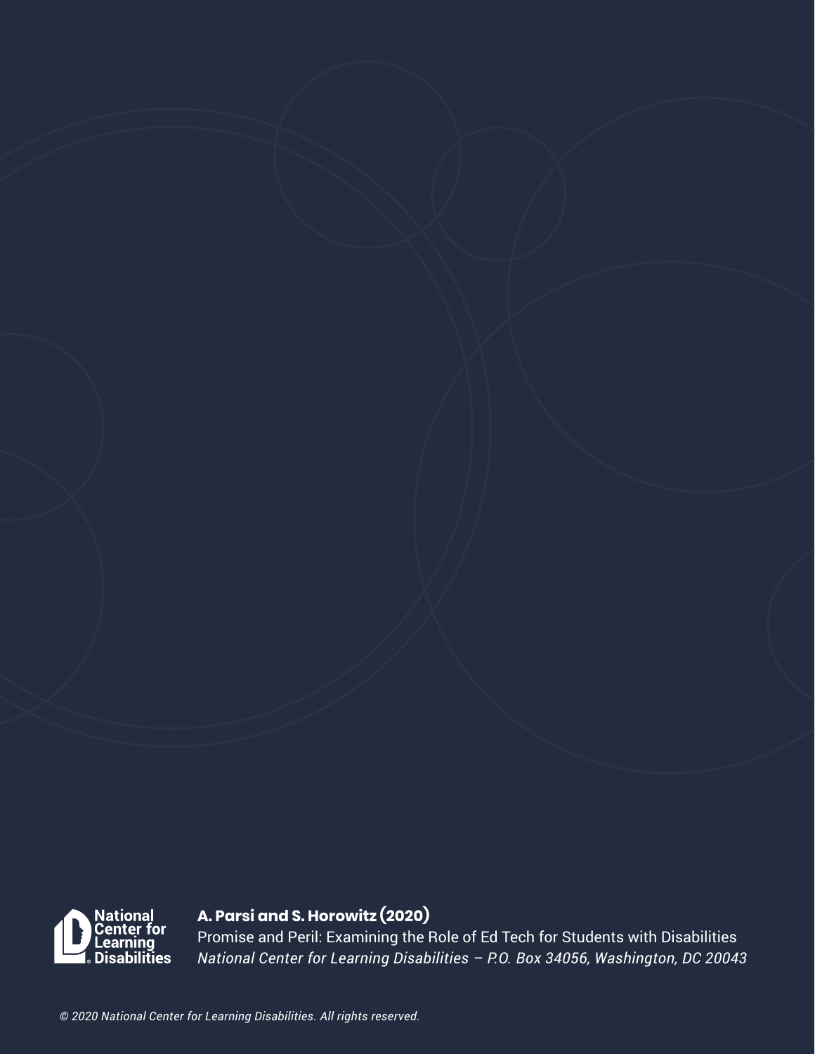National Center for Learning Disabilities

**A. Parsi and S. Horowitz (2020)**
Promise and Peril: Examining the Role of Ed Tech for Students with Disabilities
*National Center for Learning Disabilities – P.O. Box 34056, Washington, DC 20043*

*© 2020 National Center for Learning Disabilities. All rights reserved.*